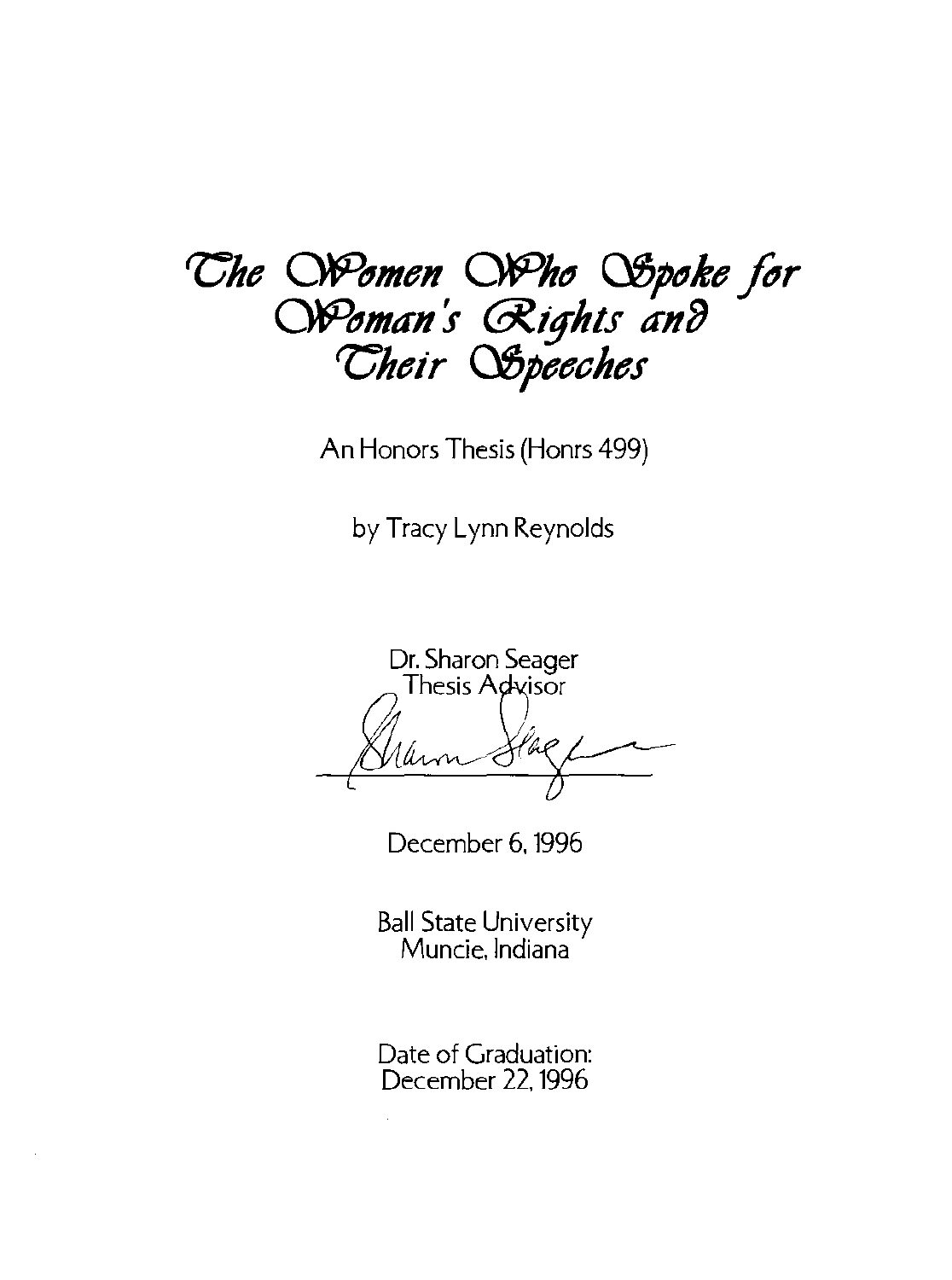# The Women Who Spoke for Woman's Rights and Their Speeches

An Honors Thesis (Honrs 499)

by Tracy Lynn Reynolds

Dr. Sharon Seager
Thesis Advisor

December 6, 1996

Ball State University
Muncie, Indiana

Date of Graduation:
December 22, 1996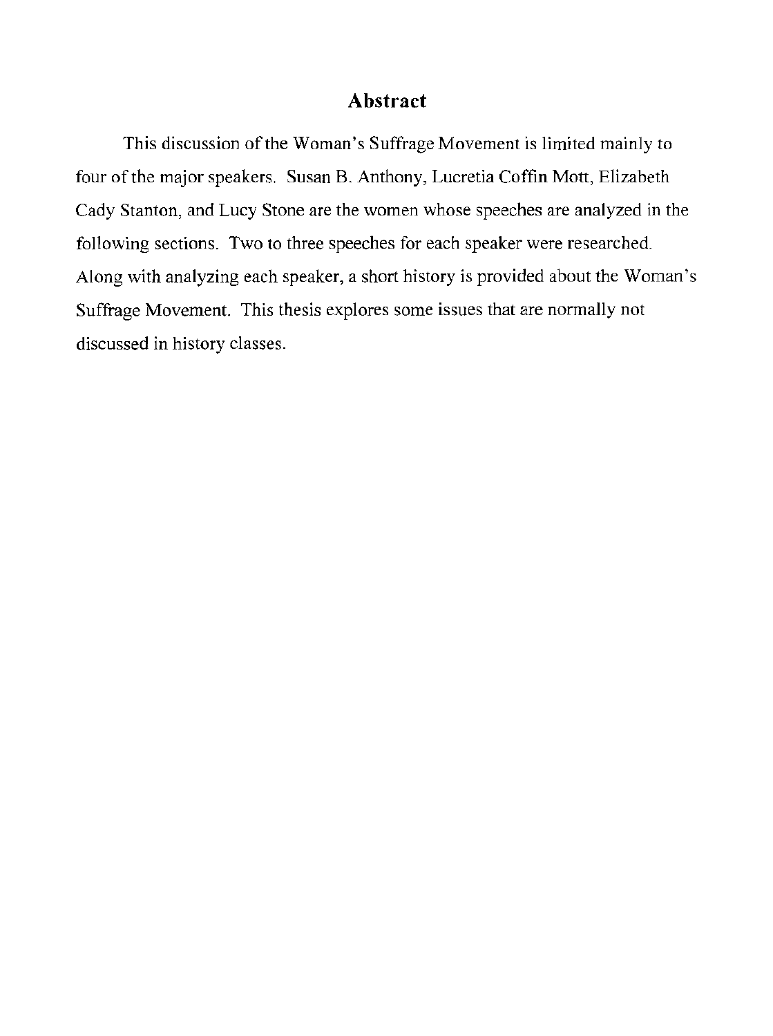## Abstract

This discussion of the Woman's Suffrage Movement is limited mainly to four of the major speakers. Susan B. Anthony, Lucretia Coffin Mott, Elizabeth Cady Stanton, and Lucy Stone are the women whose speeches are analyzed in the following sections. Two to three speeches for each speaker were researched. Along with analyzing each speaker, a short history is provided about the Woman's Suffrage Movement. This thesis explores some issues that are normally not discussed in history classes.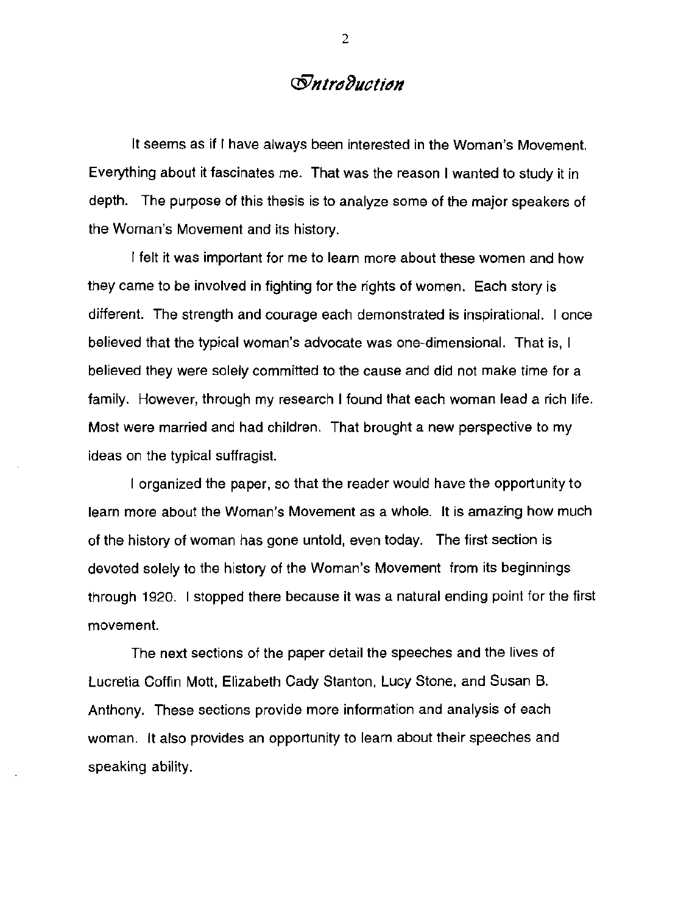# Introduction

It seems as if I have always been interested in the Woman's Movement. Everything about it fascinates me. That was the reason I wanted to study it in depth. The purpose of this thesis is to analyze some of the major speakers of the Woman's Movement and its history.

I felt it was important for me to learn more about these women and how they came to be involved in fighting for the rights of women. Each story is different. The strength and courage each demonstrated is inspirational. I once believed that the typical woman's advocate was one-dimensional. That is, I believed they were solely committed to the cause and did not make time for a family. However, through my research I found that each woman lead a rich life. Most were married and had children. That brought a new perspective to my ideas on the typical suffragist.

I organized the paper, so that the reader would have the opportunity to learn more about the Woman's Movement as a whole. It is amazing how much of the history of woman has gone untold, even today. The first section is devoted solely to the history of the Woman's Movement from its beginnings through 1920. I stopped there because it was a natural ending point for the first movement.

The next sections of the paper detail the speeches and the lives of Lucretia Coffin Mott, Elizabeth Cady Stanton, Lucy Stone, and Susan B. Anthony. These sections provide more information and analysis of each woman. It also provides an opportunity to learn about their speeches and speaking ability.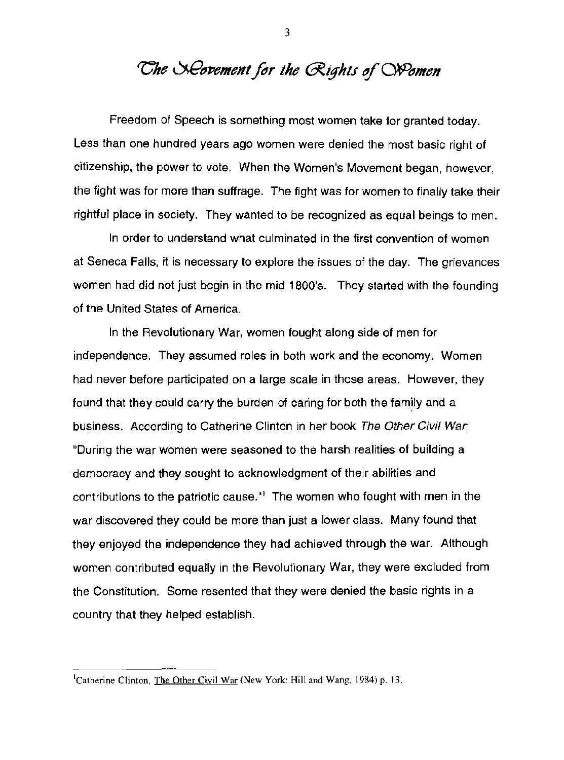# The Movement for the Rights of Women

Freedom of Speech is something most women take for granted today. Less than one hundred years ago women were denied the most basic right of citizenship, the power to vote. When the Women's Movement began, however, the fight was for more than suffrage. The fight was for women to finally take their rightful place in society. They wanted to be recognized as equal beings to men.

In order to understand what culminated in the first convention of women at Seneca Falls, it is necessary to explore the issues of the day. The grievances women had did not just begin in the mid 1800's. They started with the founding of the United States of America.

In the Revolutionary War, women fought along side of men for independence. They assumed roles in both work and the economy. Women had never before participated on a large scale in those areas. However, they found that they could carry the burden of caring for both the family and a business. According to Catherine Clinton in her book *The Other Civil War*, "During the war women were seasoned to the harsh realities of building a democracy and they sought to acknowledgment of their abilities and contributions to the patriotic cause."[1] The women who fought with men in the war discovered they could be more than just a lower class. Many found that they enjoyed the independence they had achieved through the war. Although women contributed equally in the Revolutionary War, they were excluded from the Constitution. Some resented that they were denied the basic rights in a country that they helped establish.

---

[1]Catherine Clinton, The Other Civil War (New York: Hill and Wang, 1984) p. 13.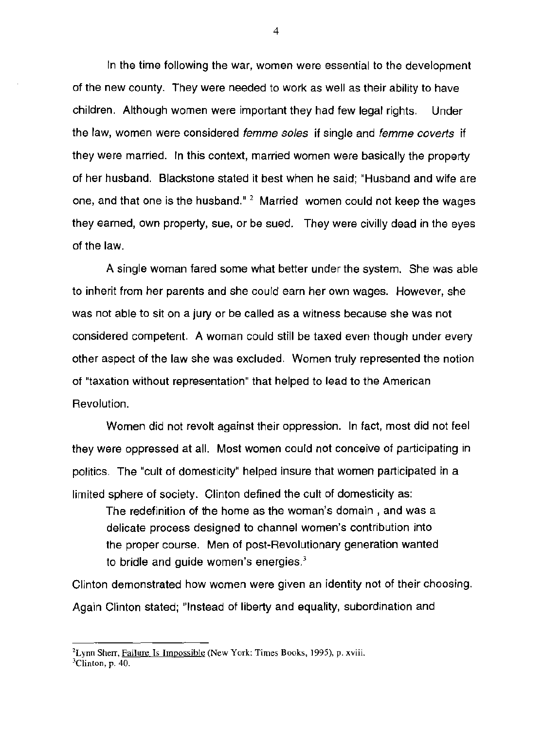In the time following the war, women were essential to the development of the new county. They were needed to work as well as their ability to have children. Although women were important they had few legal rights. Under the law, women were considered *femme soles* if single and *femme coverts* if they were married. In this context, married women were basically the property of her husband. Blackstone stated it best when he said; "Husband and wife are one, and that one is the husband."[2] Married women could not keep the wages they earned, own property, sue, or be sued. They were civilly dead in the eyes of the law.

A single woman fared some what better under the system. She was able to inherit from her parents and she could earn her own wages. However, she was not able to sit on a jury or be called as a witness because she was not considered competent. A woman could still be taxed even though under every other aspect of the law she was excluded. Women truly represented the notion of "taxation without representation" that helped to lead to the American Revolution.

Women did not revolt against their oppression. In fact, most did not feel they were oppressed at all. Most women could not conceive of participating in politics. The "cult of domesticity" helped insure that women participated in a limited sphere of society. Clinton defined the cult of domesticity as:

> The redefinition of the home as the woman's domain , and was a delicate process designed to channel women's contribution into the proper course. Men of post-Revolutionary generation wanted to bridle and guide women's energies.[3]

Clinton demonstrated how women were given an identity not of their choosing. Again Clinton stated; "Instead of liberty and equality, subordination and

---

[2]Lynn Sherr, Failure Is Impossible (New York: Times Books, 1995), p. xviii.

[3]Clinton, p. 40.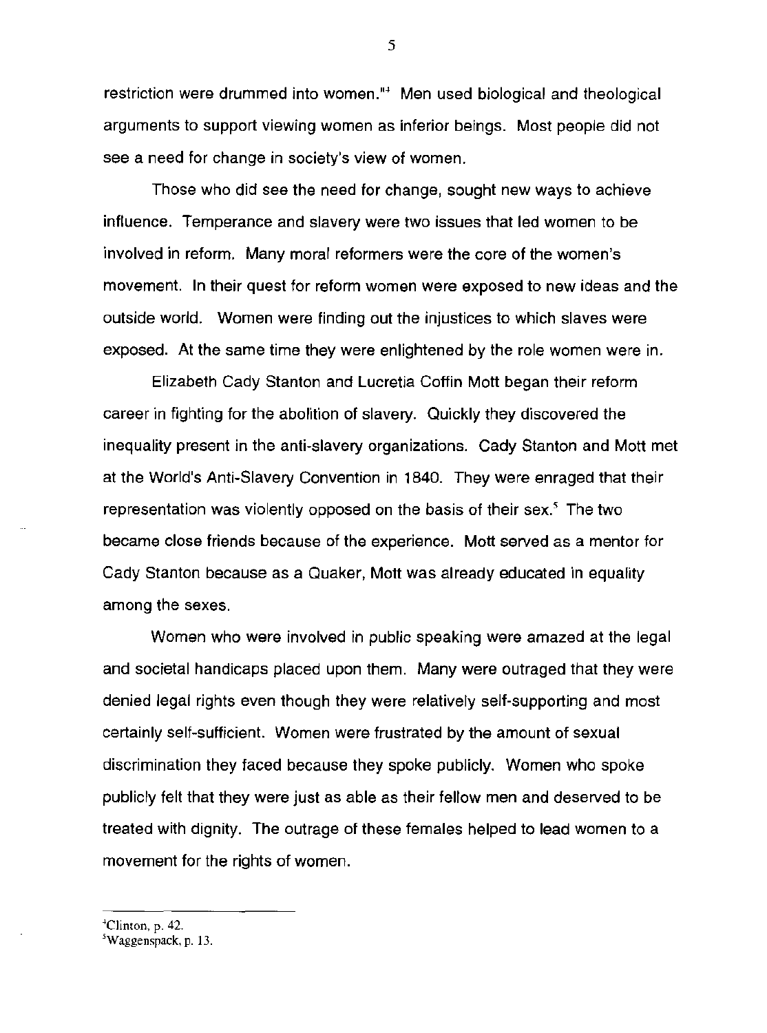restriction were drummed into women."[4] Men used biological and theological arguments to support viewing women as inferior beings. Most people did not see a need for change in society's view of women.

Those who did see the need for change, sought new ways to achieve influence. Temperance and slavery were two issues that led women to be involved in reform. Many moral reformers were the core of the women's movement. In their quest for reform women were exposed to new ideas and the outside world. Women were finding out the injustices to which slaves were exposed. At the same time they were enlightened by the role women were in.

Elizabeth Cady Stanton and Lucretia Coffin Mott began their reform career in fighting for the abolition of slavery. Quickly they discovered the inequality present in the anti-slavery organizations. Cady Stanton and Mott met at the World's Anti-Slavery Convention in 1840. They were enraged that their representation was violently opposed on the basis of their sex.[5] The two became close friends because of the experience. Mott served as a mentor for Cady Stanton because as a Quaker, Mott was already educated in equality among the sexes.

Women who were involved in public speaking were amazed at the legal and societal handicaps placed upon them. Many were outraged that they were denied legal rights even though they were relatively self-supporting and most certainly self-sufficient. Women were frustrated by the amount of sexual discrimination they faced because they spoke publicly. Women who spoke publicly felt that they were just as able as their fellow men and deserved to be treated with dignity. The outrage of these females helped to lead women to a movement for the rights of women.

---

[4] Clinton, p. 42.

[5] Waggenspack, p. 13.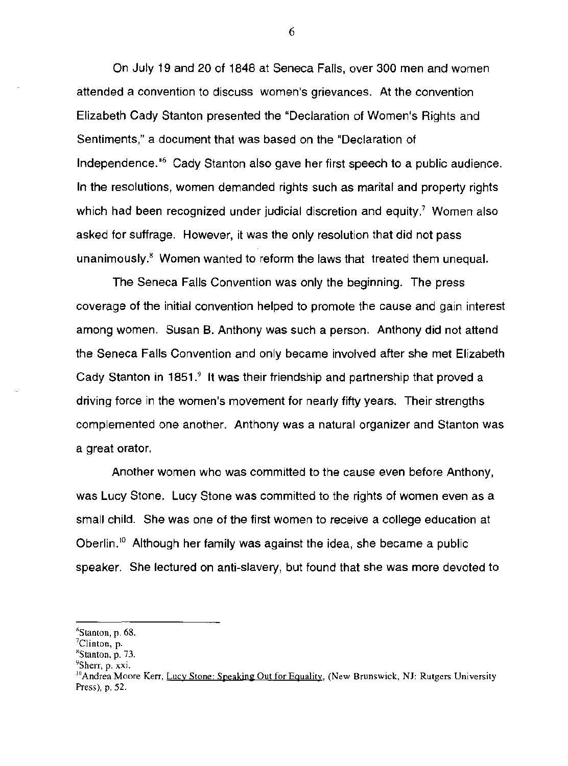On July 19 and 20 of 1848 at Seneca Falls, over 300 men and women attended a convention to discuss women's grievances. At the convention Elizabeth Cady Stanton presented the "Declaration of Women's Rights and Sentiments," a document that was based on the "Declaration of Independence."[6] Cady Stanton also gave her first speech to a public audience. In the resolutions, women demanded rights such as marital and property rights which had been recognized under judicial discretion and equity.[7] Women also asked for suffrage. However, it was the only resolution that did not pass unanimously.[8] Women wanted to reform the laws that treated them unequal.

The Seneca Falls Convention was only the beginning. The press coverage of the initial convention helped to promote the cause and gain interest among women. Susan B. Anthony was such a person. Anthony did not attend the Seneca Falls Convention and only became involved after she met Elizabeth Cady Stanton in 1851.[9] It was their friendship and partnership that proved a driving force in the women's movement for nearly fifty years. Their strengths complemented one another. Anthony was a natural organizer and Stanton was a great orator.

Another women who was committed to the cause even before Anthony, was Lucy Stone. Lucy Stone was committed to the rights of women even as a small child. She was one of the first women to receive a college education at Oberlin.[10] Although her family was against the idea, she became a public speaker. She lectured on anti-slavery, but found that she was more devoted to

---

[6]Stanton, p. 68.

[7]Clinton, p.

[8]Stanton, p. 73.

[9]Sherr, p. xxi.

[10]Andrea Moore Kerr, Lucy Stone: Speaking Out for Equality, (New Brunswick, NJ: Rutgers University Press), p. 52.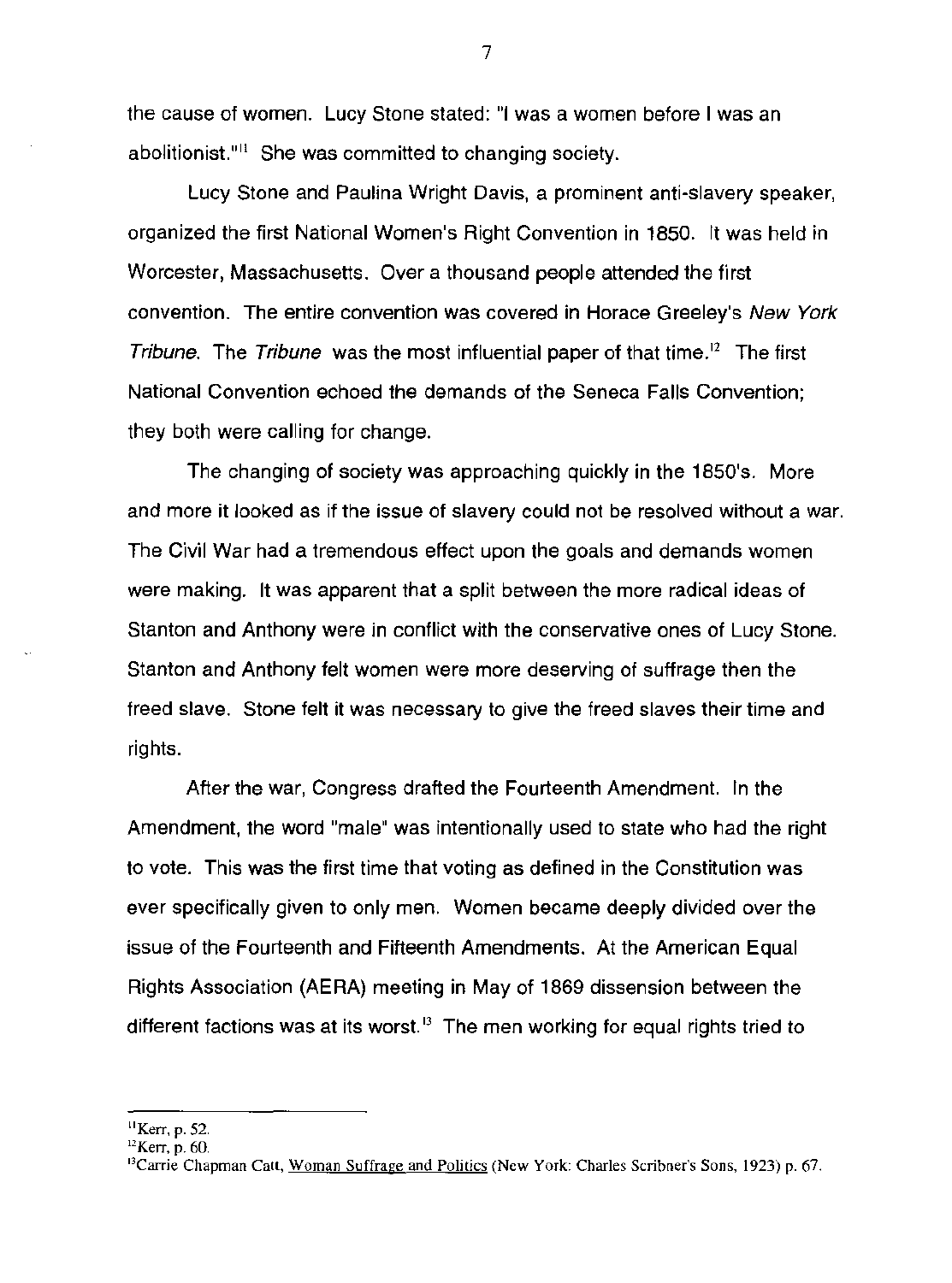the cause of women. Lucy Stone stated: "I was a women before I was an abolitionist."[11] She was committed to changing society.

Lucy Stone and Paulina Wright Davis, a prominent anti-slavery speaker, organized the first National Women's Right Convention in 1850. It was held in Worcester, Massachusetts. Over a thousand people attended the first convention. The entire convention was covered in Horace Greeley's *New York Tribune*. The *Tribune* was the most influential paper of that time.[12] The first National Convention echoed the demands of the Seneca Falls Convention; they both were calling for change.

The changing of society was approaching quickly in the 1850's. More and more it looked as if the issue of slavery could not be resolved without a war. The Civil War had a tremendous effect upon the goals and demands women were making. It was apparent that a split between the more radical ideas of Stanton and Anthony were in conflict with the conservative ones of Lucy Stone. Stanton and Anthony felt women were more deserving of suffrage then the freed slave. Stone felt it was necessary to give the freed slaves their time and rights.

After the war, Congress drafted the Fourteenth Amendment. In the Amendment, the word "male" was intentionally used to state who had the right to vote. This was the first time that voting as defined in the Constitution was ever specifically given to only men. Women became deeply divided over the issue of the Fourteenth and Fifteenth Amendments. At the American Equal Rights Association (AERA) meeting in May of 1869 dissension between the different factions was at its worst.[13] The men working for equal rights tried to

---

[11] Kerr, p. 52.

[12] Kerr, p. 60.

[13] Carrie Chapman Catt, Woman Suffrage and Politics (New York: Charles Scribner's Sons, 1923) p. 67.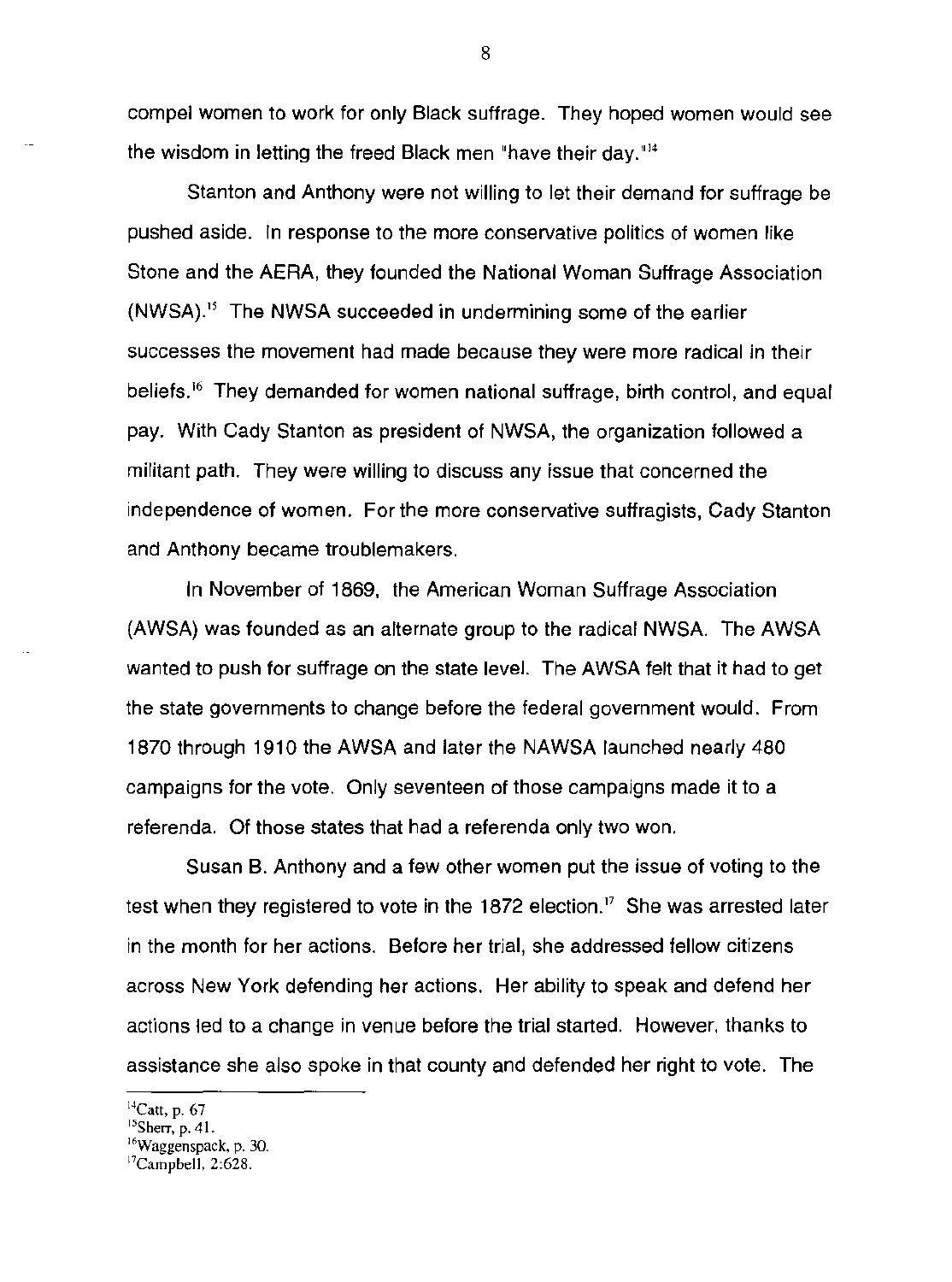compel women to work for only Black suffrage. They hoped women would see the wisdom in letting the freed Black men "have their day."[14]

Stanton and Anthony were not willing to let their demand for suffrage be pushed aside. In response to the more conservative politics of women like Stone and the AERA, they founded the National Woman Suffrage Association (NWSA).[15] The NWSA succeeded in undermining some of the earlier successes the movement had made because they were more radical in their beliefs.[16] They demanded for women national suffrage, birth control, and equal pay. With Cady Stanton as president of NWSA, the organization followed a militant path. They were willing to discuss any issue that concerned the independence of women. For the more conservative suffragists, Cady Stanton and Anthony became troublemakers.

In November of 1869, the American Woman Suffrage Association (AWSA) was founded as an alternate group to the radical NWSA. The AWSA wanted to push for suffrage on the state level. The AWSA felt that it had to get the state governments to change before the federal government would. From 1870 through 1910 the AWSA and later the NAWSA launched nearly 480 campaigns for the vote. Only seventeen of those campaigns made it to a referenda. Of those states that had a referenda only two won.

Susan B. Anthony and a few other women put the issue of voting to the test when they registered to vote in the 1872 election.[17] She was arrested later in the month for her actions. Before her trial, she addressed fellow citizens across New York defending her actions. Her ability to speak and defend her actions led to a change in venue before the trial started. However, thanks to assistance she also spoke in that county and defended her right to vote. The

---

[14] Catt, p. 67

[15] Sherr, p. 41.

[16] Waggenspack, p. 30.

[17] Campbell, 2:628.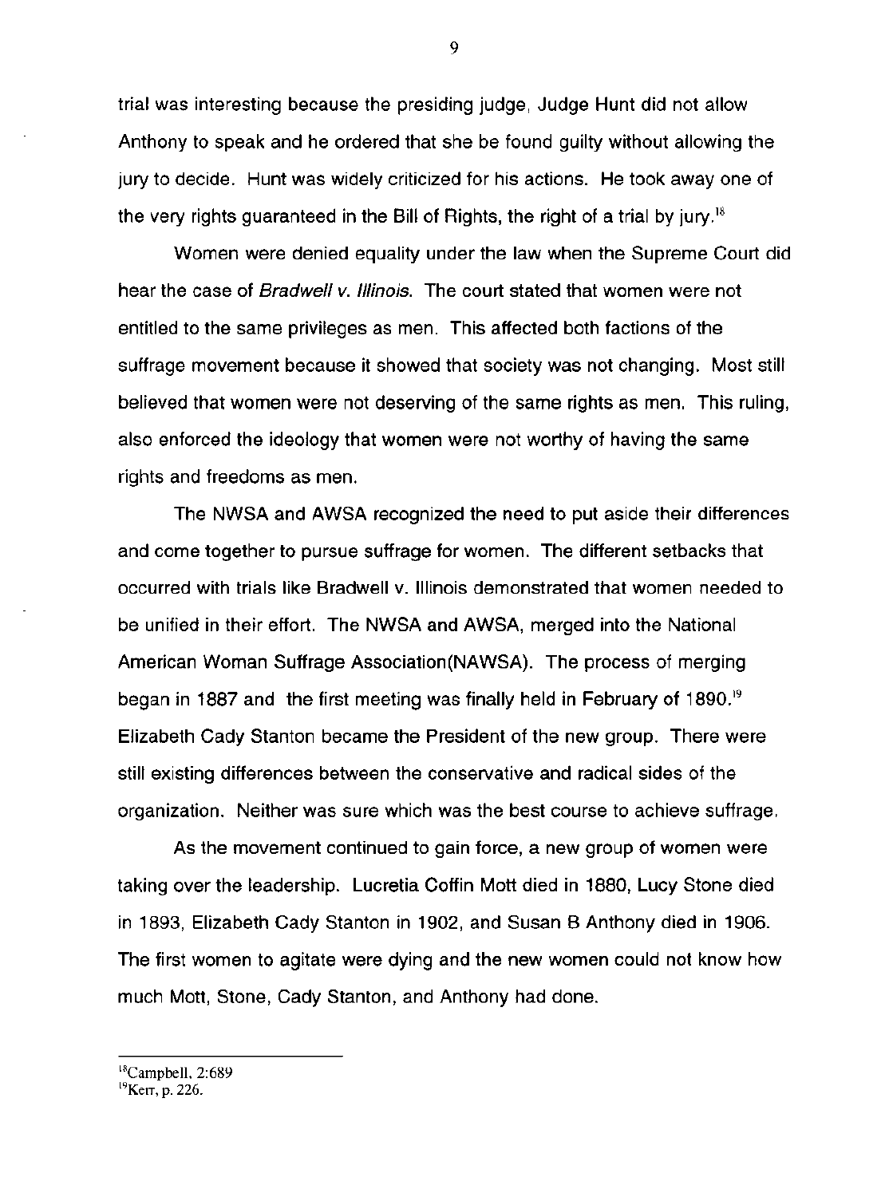trial was interesting because the presiding judge, Judge Hunt did not allow Anthony to speak and he ordered that she be found guilty without allowing the jury to decide. Hunt was widely criticized for his actions. He took away one of the very rights guaranteed in the Bill of Rights, the right of a trial by jury.[18]

Women were denied equality under the law when the Supreme Court did hear the case of *Bradwell v. Illinois.* The court stated that women were not entitled to the same privileges as men. This affected both factions of the suffrage movement because it showed that society was not changing. Most still believed that women were not deserving of the same rights as men. This ruling, also enforced the ideology that women were not worthy of having the same rights and freedoms as men.

The NWSA and AWSA recognized the need to put aside their differences and come together to pursue suffrage for women. The different setbacks that occurred with trials like Bradwell v. Illinois demonstrated that women needed to be unified in their effort. The NWSA and AWSA, merged into the National American Woman Suffrage Association(NAWSA). The process of merging began in 1887 and the first meeting was finally held in February of 1890.[19] Elizabeth Cady Stanton became the President of the new group. There were still existing differences between the conservative and radical sides of the organization. Neither was sure which was the best course to achieve suffrage.

As the movement continued to gain force, a new group of women were taking over the leadership. Lucretia Coffin Mott died in 1880, Lucy Stone died in 1893, Elizabeth Cady Stanton in 1902, and Susan B Anthony died in 1906. The first women to agitate were dying and the new women could not know how much Mott, Stone, Cady Stanton, and Anthony had done.

---

[18]Campbell, 2:689

[19]Kerr, p. 226.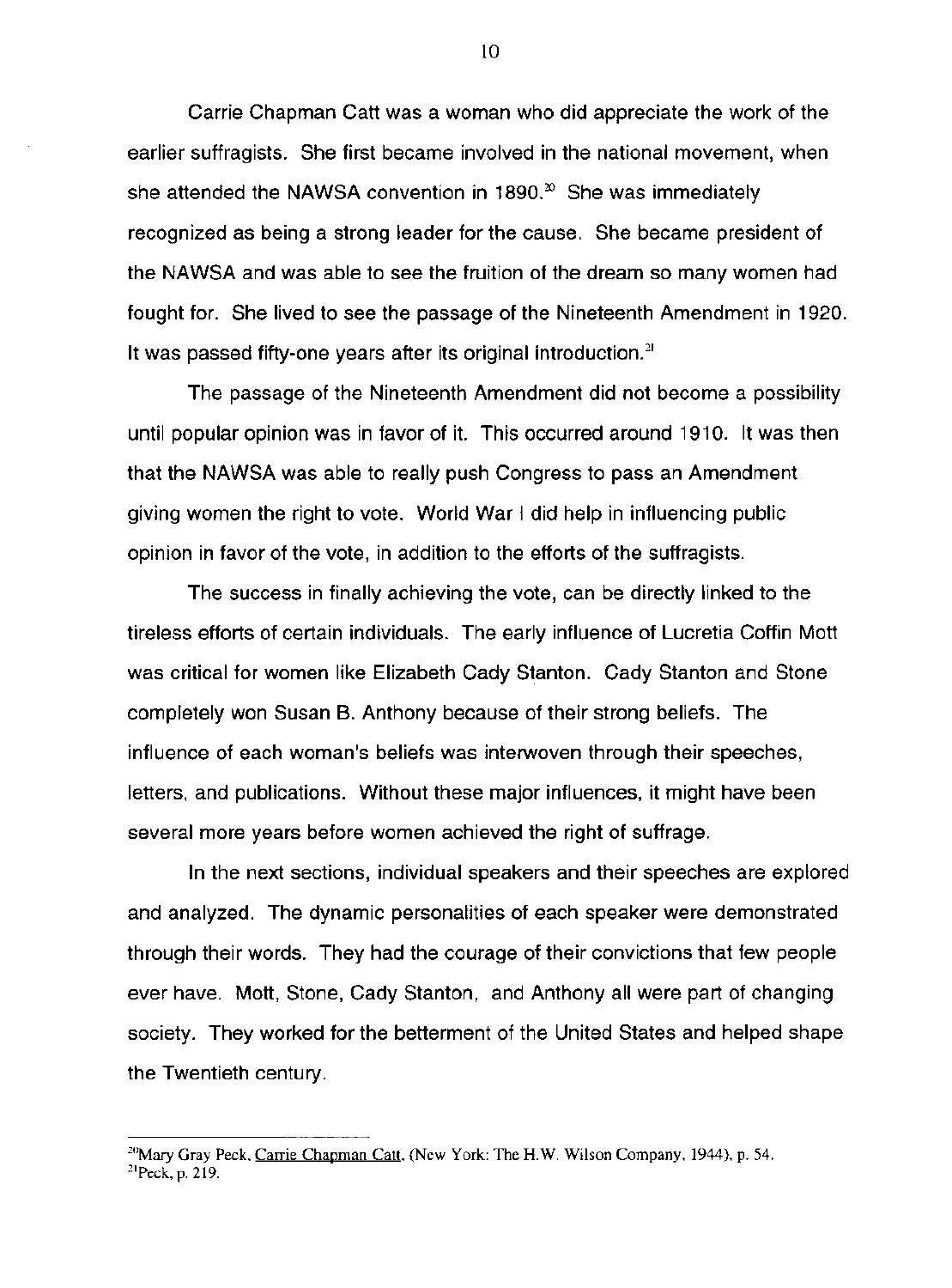Carrie Chapman Catt was a woman who did appreciate the work of the earlier suffragists. She first became involved in the national movement, when she attended the NAWSA convention in 1890.[20] She was immediately recognized as being a strong leader for the cause. She became president of the NAWSA and was able to see the fruition of the dream so many women had fought for. She lived to see the passage of the Nineteenth Amendment in 1920. It was passed fifty-one years after its original introduction.[21]

The passage of the Nineteenth Amendment did not become a possibility until popular opinion was in favor of it. This occurred around 1910. It was then that the NAWSA was able to really push Congress to pass an Amendment giving women the right to vote. World War I did help in influencing public opinion in favor of the vote, in addition to the efforts of the suffragists.

The success in finally achieving the vote, can be directly linked to the tireless efforts of certain individuals. The early influence of Lucretia Coffin Mott was critical for women like Elizabeth Cady Stanton. Cady Stanton and Stone completely won Susan B. Anthony because of their strong beliefs. The influence of each woman's beliefs was interwoven through their speeches, letters, and publications. Without these major influences, it might have been several more years before women achieved the right of suffrage.

In the next sections, individual speakers and their speeches are explored and analyzed. The dynamic personalities of each speaker were demonstrated through their words. They had the courage of their convictions that few people ever have. Mott, Stone, Cady Stanton, and Anthony all were part of changing society. They worked for the betterment of the United States and helped shape the Twentieth century.

---

[20] Mary Gray Peck, Carrie Chapman Catt, (New York: The H.W. Wilson Company, 1944), p. 54.

[21] Peck, p. 219.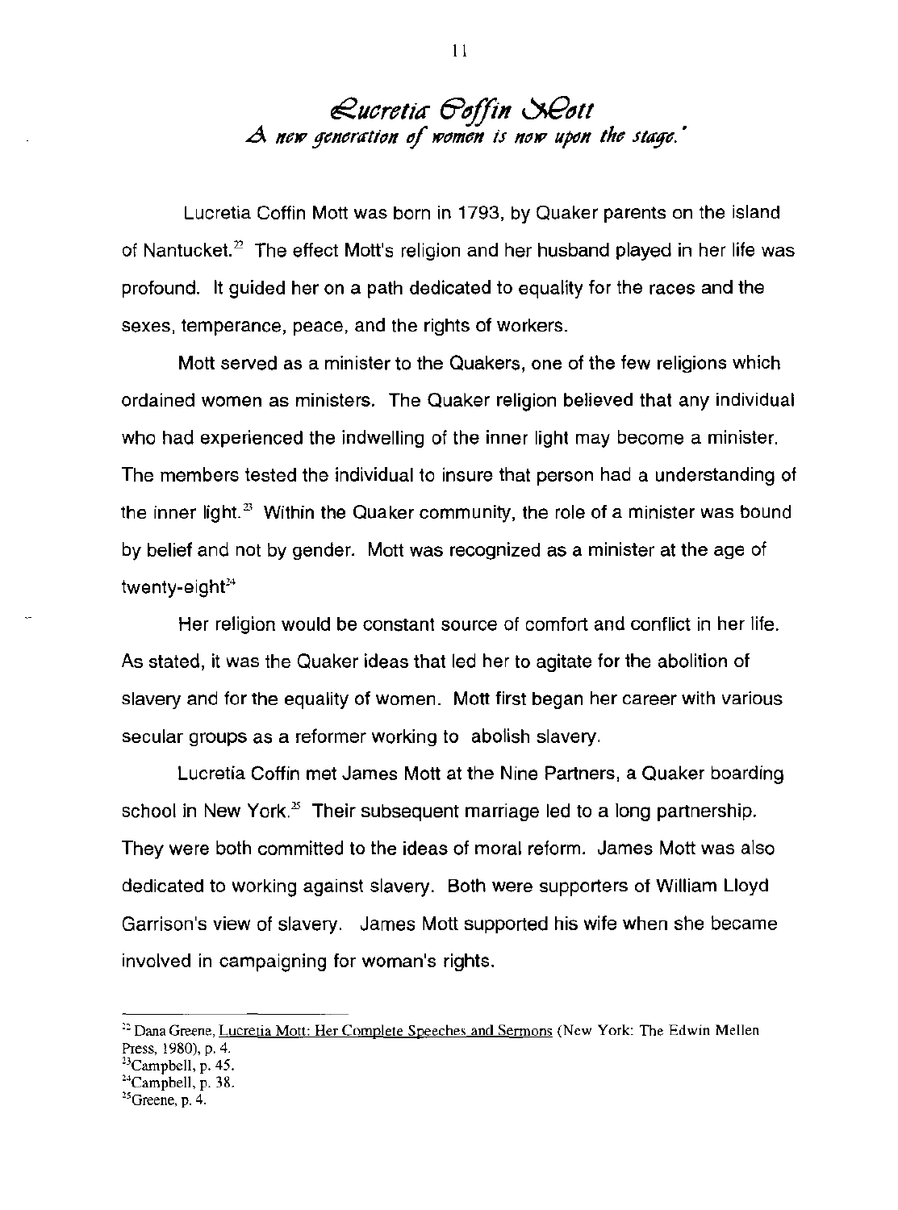# *Lucretia Coffin Mott*

### *A new generation of women is now upon the stage.*[*]

Lucretia Coffin Mott was born in 1793, by Quaker parents on the island of Nantucket.[22] The effect Mott's religion and her husband played in her life was profound. It guided her on a path dedicated to equality for the races and the sexes, temperance, peace, and the rights of workers.

Mott served as a minister to the Quakers, one of the few religions which ordained women as ministers. The Quaker religion believed that any individual who had experienced the indwelling of the inner light may become a minister. The members tested the individual to insure that person had a understanding of the inner light.[23] Within the Quaker community, the role of a minister was bound by belief and not by gender. Mott was recognized as a minister at the age of twenty-eight[24]

Her religion would be constant source of comfort and conflict in her life. As stated, it was the Quaker ideas that led her to agitate for the abolition of slavery and for the equality of women. Mott first began her career with various secular groups as a reformer working to abolish slavery.

Lucretia Coffin met James Mott at the Nine Partners, a Quaker boarding school in New York.[25] Their subsequent marriage led to a long partnership. They were both committed to the ideas of moral reform. James Mott was also dedicated to working against slavery. Both were supporters of William Lloyd Garrison's view of slavery. James Mott supported his wife when she became involved in campaigning for woman's rights.

---

[22] Dana Greene, Lucretia Mott: Her Complete Speeches and Sermons (New York: The Edwin Mellen Press, 1980), p. 4.

[23] Campbell, p. 45.

[24] Campbell, p. 38.

[25] Greene, p. 4.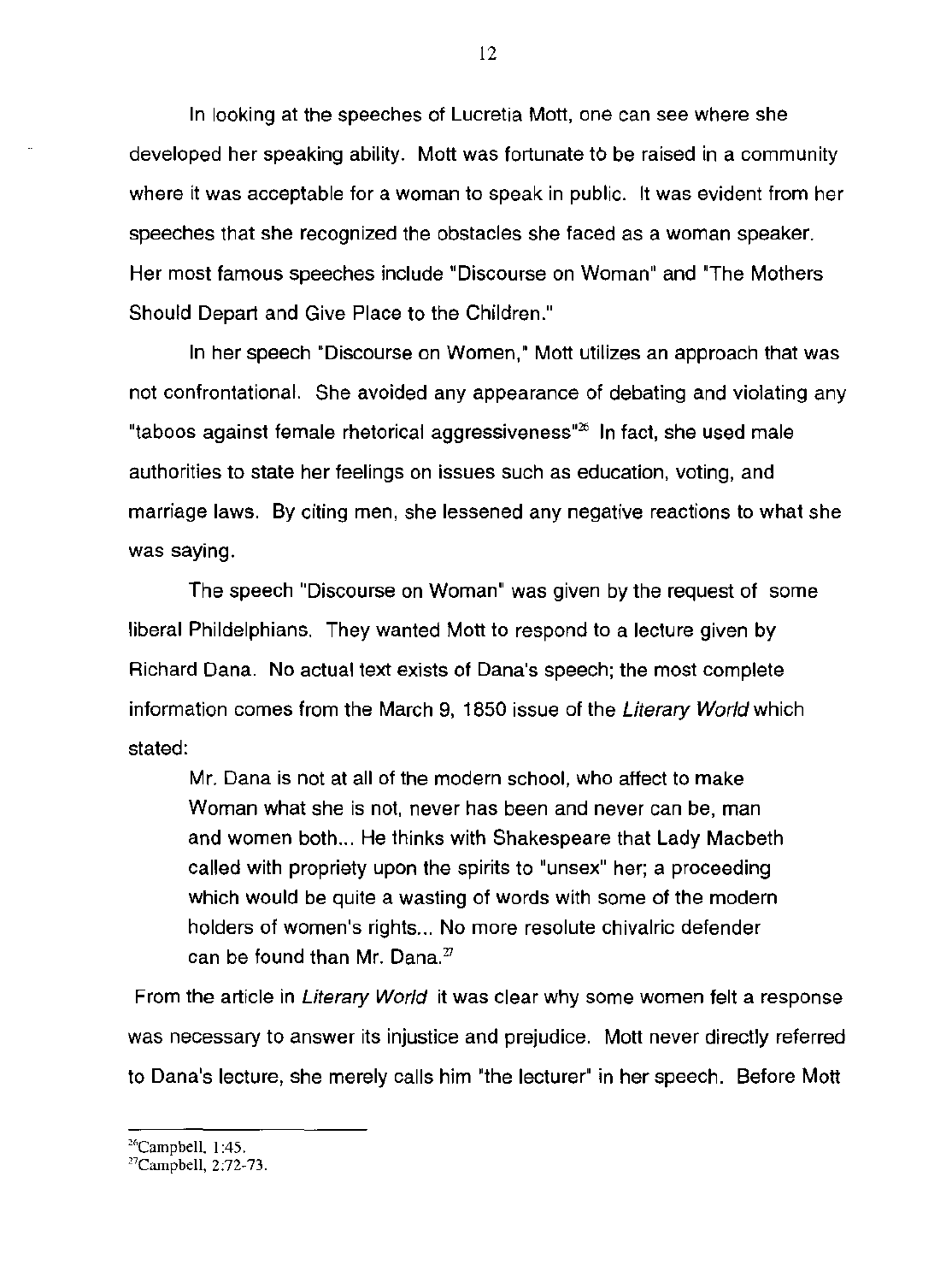In looking at the speeches of Lucretia Mott, one can see where she developed her speaking ability. Mott was fortunate to be raised in a community where it was acceptable for a woman to speak in public. It was evident from her speeches that she recognized the obstacles she faced as a woman speaker. Her most famous speeches include "Discourse on Woman" and "The Mothers Should Depart and Give Place to the Children."

In her speech "Discourse on Women," Mott utilizes an approach that was not confrontational. She avoided any appearance of debating and violating any "taboos against female rhetorical aggressiveness"[26] In fact, she used male authorities to state her feelings on issues such as education, voting, and marriage laws. By citing men, she lessened any negative reactions to what she was saying.

The speech "Discourse on Woman" was given by the request of some liberal Phildelphians. They wanted Mott to respond to a lecture given by Richard Dana. No actual text exists of Dana's speech; the most complete information comes from the March 9, 1850 issue of the *Literary World* which stated:

> Mr. Dana is not at all of the modern school, who affect to make Woman what she is not, never has been and never can be, man and women both... He thinks with Shakespeare that Lady Macbeth called with propriety upon the spirits to "unsex" her; a proceeding which would be quite a wasting of words with some of the modern holders of women's rights... No more resolute chivalric defender can be found than Mr. Dana.[27]

From the article in *Literary World* it was clear why some women felt a response was necessary to answer its injustice and prejudice. Mott never directly referred to Dana's lecture, she merely calls him "the lecturer" in her speech. Before Mott

---

[26] Campbell, 1:45.

[27] Campbell, 2:72-73.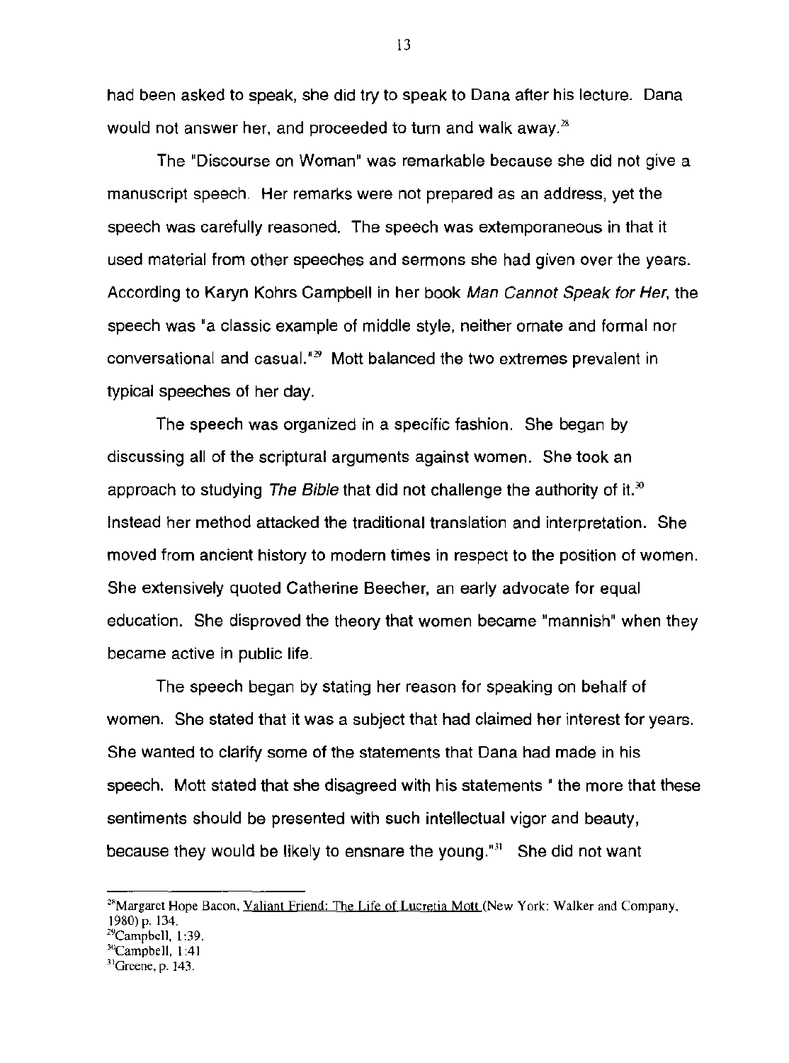had been asked to speak, she did try to speak to Dana after his lecture. Dana would not answer her, and proceeded to turn and walk away.[28]

The "Discourse on Woman" was remarkable because she did not give a manuscript speech. Her remarks were not prepared as an address, yet the speech was carefully reasoned. The speech was extemporaneous in that it used material from other speeches and sermons she had given over the years. According to Karyn Kohrs Campbell in her book *Man Cannot Speak for Her*, the speech was "a classic example of middle style, neither ornate and formal nor conversational and casual."[29] Mott balanced the two extremes prevalent in typical speeches of her day.

The speech was organized in a specific fashion. She began by discussing all of the scriptural arguments against women. She took an approach to studying *The Bible* that did not challenge the authority of it.[30] Instead her method attacked the traditional translation and interpretation. She moved from ancient history to modern times in respect to the position of women. She extensively quoted Catherine Beecher, an early advocate for equal education. She disproved the theory that women became "mannish" when they became active in public life.

The speech began by stating her reason for speaking on behalf of women. She stated that it was a subject that had claimed her interest for years. She wanted to clarify some of the statements that Dana had made in his speech. Mott stated that she disagreed with his statements " the more that these sentiments should be presented with such intellectual vigor and beauty, because they would be likely to ensnare the young."[31] She did not want

---

[28]Margaret Hope Bacon, Valiant Friend: The Life of Lucretia Mott (New York: Walker and Company, 1980) p. 134.

[29]Campbell, 1:39.

[30]Campbell, 1:41

[31]Greene, p. 143.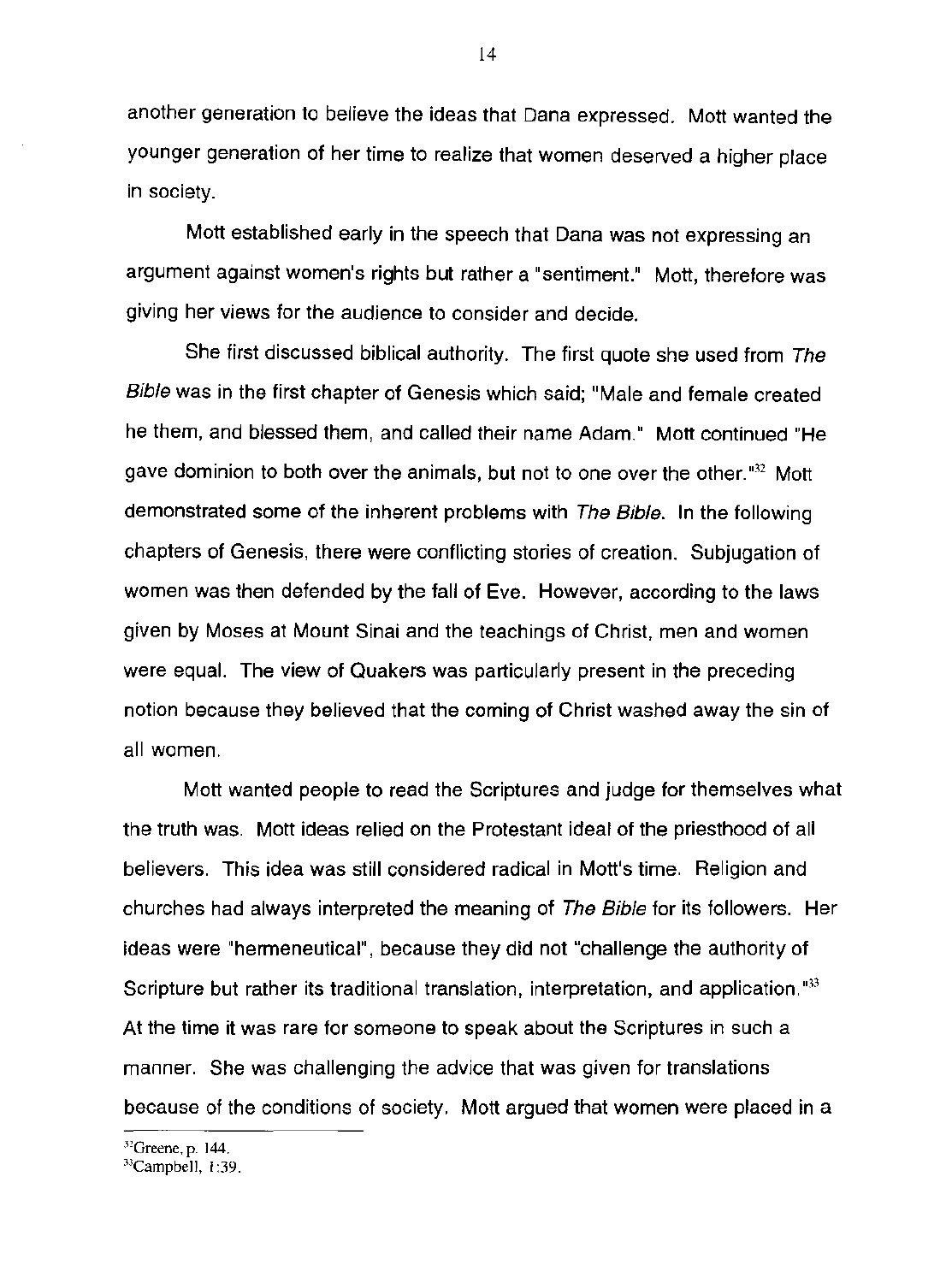another generation to believe the ideas that Dana expressed. Mott wanted the younger generation of her time to realize that women deserved a higher place in society.

Mott established early in the speech that Dana was not expressing an argument against women's rights but rather a "sentiment." Mott, therefore was giving her views for the audience to consider and decide.

She first discussed biblical authority. The first quote she used from *The Bible* was in the first chapter of Genesis which said; "Male and female created he them, and blessed them, and called their name Adam." Mott continued "He gave dominion to both over the animals, but not to one over the other."[32] Mott demonstrated some of the inherent problems with *The Bible*. In the following chapters of Genesis, there were conflicting stories of creation. Subjugation of women was then defended by the fall of Eve. However, according to the laws given by Moses at Mount Sinai and the teachings of Christ, men and women were equal. The view of Quakers was particularly present in the preceding notion because they believed that the coming of Christ washed away the sin of all women.

Mott wanted people to read the Scriptures and judge for themselves what the truth was. Mott ideas relied on the Protestant ideal of the priesthood of all believers. This idea was still considered radical in Mott's time. Religion and churches had always interpreted the meaning of *The Bible* for its followers. Her ideas were "hermeneutical", because they did not "challenge the authority of Scripture but rather its traditional translation, interpretation, and application."[33] At the time it was rare for someone to speak about the Scriptures in such a manner. She was challenging the advice that was given for translations because of the conditions of society. Mott argued that women were placed in a

[32] Greene, p. 144.
[33] Campbell, 1:39.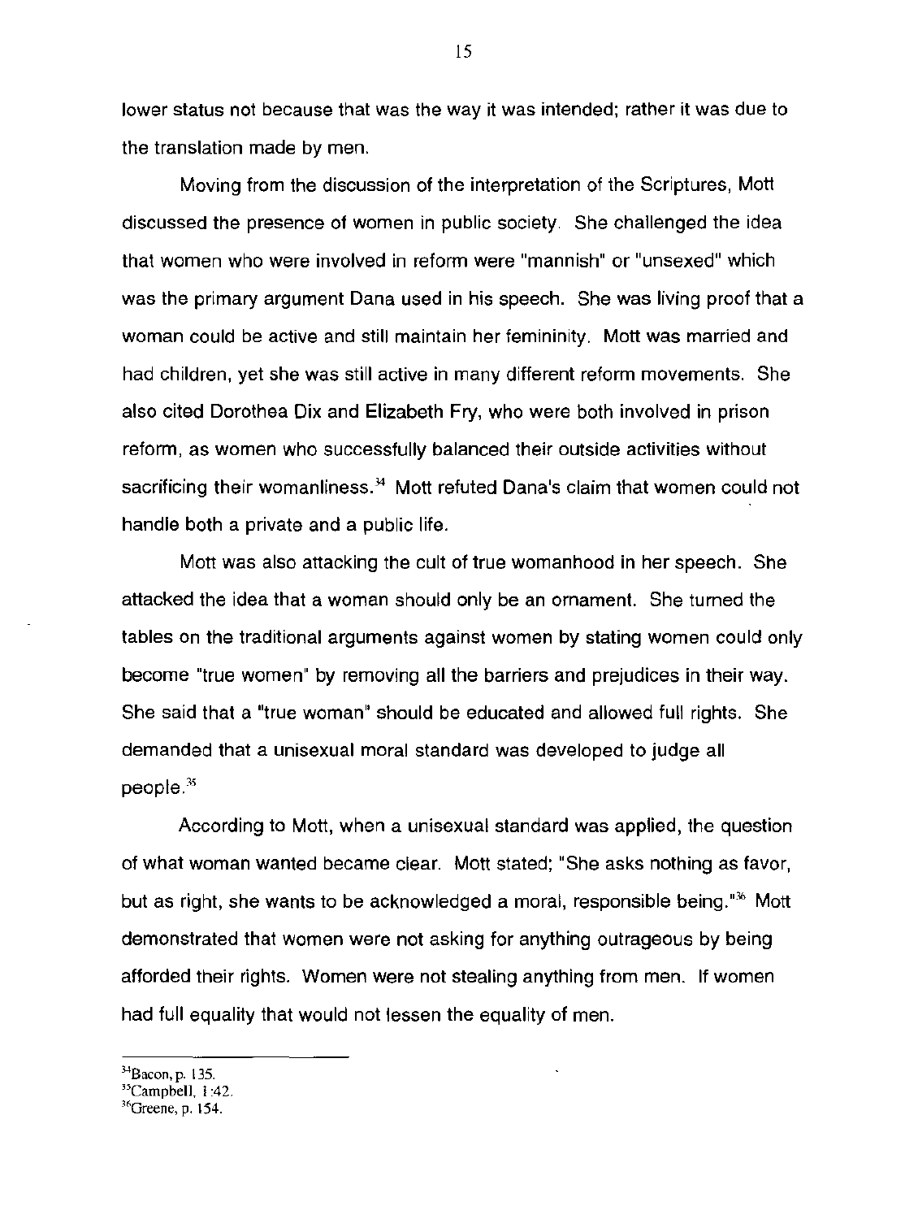lower status not because that was the way it was intended; rather it was due to the translation made by men.

Moving from the discussion of the interpretation of the Scriptures, Mott discussed the presence of women in public society. She challenged the idea that women who were involved in reform were "mannish" or "unsexed" which was the primary argument Dana used in his speech. She was living proof that a woman could be active and still maintain her femininity. Mott was married and had children, yet she was still active in many different reform movements. She also cited Dorothea Dix and Elizabeth Fry, who were both involved in prison reform, as women who successfully balanced their outside activities without sacrificing their womanliness.[34] Mott refuted Dana's claim that women could not handle both a private and a public life.

Mott was also attacking the cult of true womanhood in her speech. She attacked the idea that a woman should only be an ornament. She turned the tables on the traditional arguments against women by stating women could only become "true women" by removing all the barriers and prejudices in their way. She said that a "true woman" should be educated and allowed full rights. She demanded that a unisexual moral standard was developed to judge all people.[35]

According to Mott, when a unisexual standard was applied, the question of what woman wanted became clear. Mott stated; "She asks nothing as favor, but as right, she wants to be acknowledged a moral, responsible being."[36] Mott demonstrated that women were not asking for anything outrageous by being afforded their rights. Women were not stealing anything from men. If women had full equality that would not lessen the equality of men.

---

[34]Bacon, p. 135.
[35]Campbell, I:42.
[36]Greene, p. 154.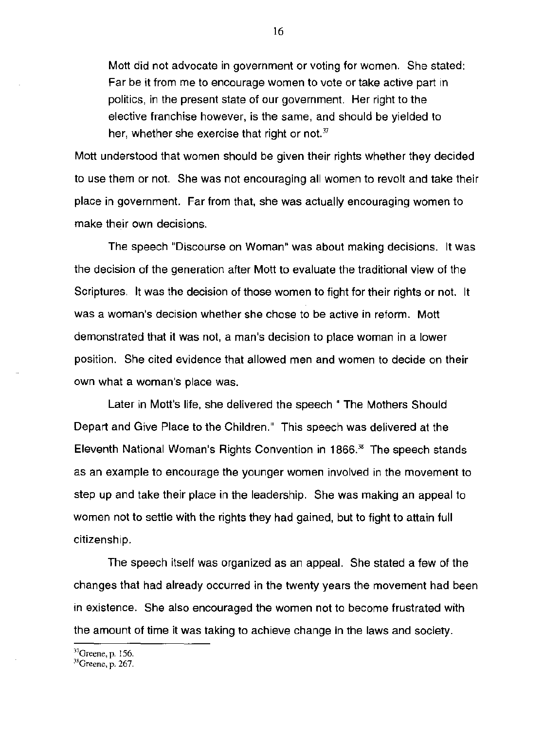Mott did not advocate in government or voting for women. She stated: Far be it from me to encourage women to vote or take active part in politics, in the present state of our government. Her right to the elective franchise however, is the same, and should be yielded to her, whether she exercise that right or not.[37]

Mott understood that women should be given their rights whether they decided to use them or not. She was not encouraging all women to revolt and take their place in government. Far from that, she was actually encouraging women to make their own decisions.

The speech "Discourse on Woman" was about making decisions. It was the decision of the generation after Mott to evaluate the traditional view of the Scriptures. It was the decision of those women to fight for their rights or not. It was a woman's decision whether she chose to be active in reform. Mott demonstrated that it was not, a man's decision to place woman in a lower position. She cited evidence that allowed men and women to decide on their own what a woman's place was.

Later in Mott's life, she delivered the speech " The Mothers Should Depart and Give Place to the Children." This speech was delivered at the Eleventh National Woman's Rights Convention in 1866.[38] The speech stands as an example to encourage the younger women involved in the movement to step up and take their place in the leadership. She was making an appeal to women not to settle with the rights they had gained, but to fight to attain full citizenship.

The speech itself was organized as an appeal. She stated a few of the changes that had already occurred in the twenty years the movement had been in existence. She also encouraged the women not to become frustrated with the amount of time it was taking to achieve change in the laws and society.

---

[37]Greene, p. 156.

[38]Greene, p. 267.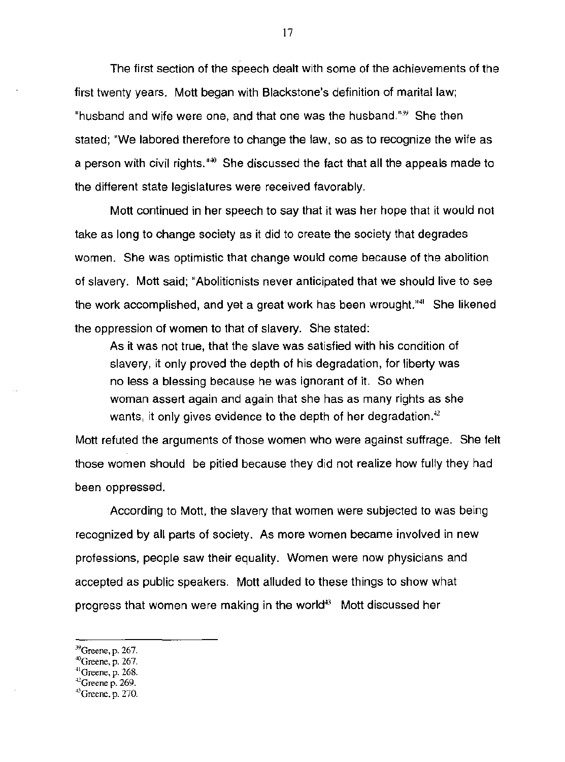The first section of the speech dealt with some of the achievements of the first twenty years. Mott began with Blackstone's definition of marital law; "husband and wife were one, and that one was the husband."[39] She then stated; "We labored therefore to change the law, so as to recognize the wife as a person with civil rights."[40] She discussed the fact that all the appeals made to the different state legislatures were received favorably.

Mott continued in her speech to say that it was her hope that it would not take as long to change society as it did to create the society that degrades women. She was optimistic that change would come because of the abolition of slavery. Mott said; "Abolitionists never anticipated that we should live to see the work accomplished, and yet a great work has been wrought."[41] She likened the oppression of women to that of slavery. She stated:

> As it was not true, that the slave was satisfied with his condition of slavery, it only proved the depth of his degradation, for liberty was no less a blessing because he was ignorant of it. So when woman assert again and again that she has as many rights as she wants, it only gives evidence to the depth of her degradation.[42]

Mott refuted the arguments of those women who were against suffrage. She felt those women should be pitied because they did not realize how fully they had been oppressed.

According to Mott, the slavery that women were subjected to was being recognized by all parts of society. As more women became involved in new professions, people saw their equality. Women were now physicians and accepted as public speakers. Mott alluded to these things to show what progress that women were making in the world[43] Mott discussed her

---

[39] Greene, p. 267.
[40] Greene, p. 267.
[41] Greene, p. 268.
[42] Greene p. 269.
[43] Greene, p. 270.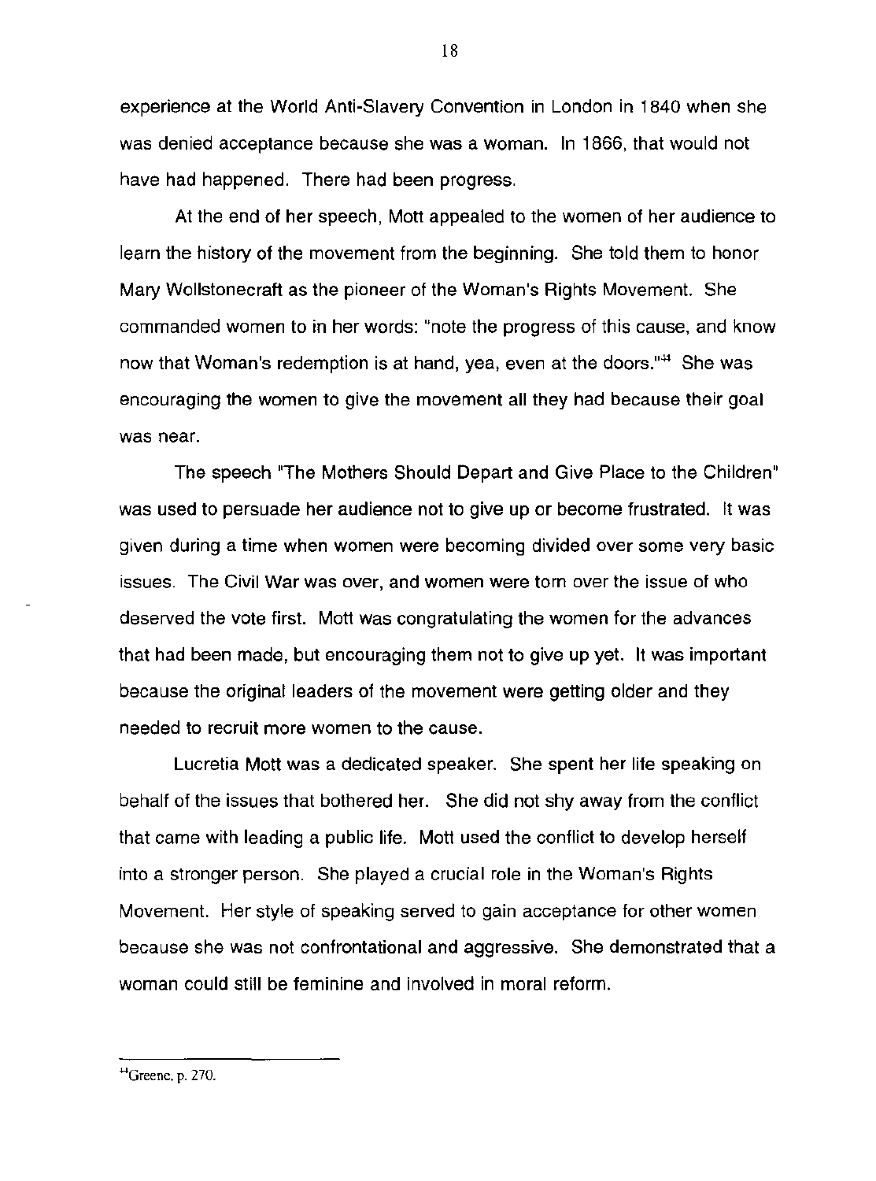experience at the World Anti-Slavery Convention in London in 1840 when she was denied acceptance because she was a woman. In 1866, that would not have had happened. There had been progress.

At the end of her speech, Mott appealed to the women of her audience to learn the history of the movement from the beginning. She told them to honor Mary Wollstonecraft as the pioneer of the Woman's Rights Movement. She commanded women to in her words: "note the progress of this cause, and know now that Woman's redemption is at hand, yea, even at the doors."[44] She was encouraging the women to give the movement all they had because their goal was near.

The speech "The Mothers Should Depart and Give Place to the Children" was used to persuade her audience not to give up or become frustrated. It was given during a time when women were becoming divided over some very basic issues. The Civil War was over, and women were torn over the issue of who deserved the vote first. Mott was congratulating the women for the advances that had been made, but encouraging them not to give up yet. It was important because the original leaders of the movement were getting older and they needed to recruit more women to the cause.

Lucretia Mott was a dedicated speaker. She spent her life speaking on behalf of the issues that bothered her. She did not shy away from the conflict that came with leading a public life. Mott used the conflict to develop herself into a stronger person. She played a crucial role in the Woman's Rights Movement. Her style of speaking served to gain acceptance for other women because she was not confrontational and aggressive. She demonstrated that a woman could still be feminine and involved in moral reform.

---

[44]Greene, p. 270.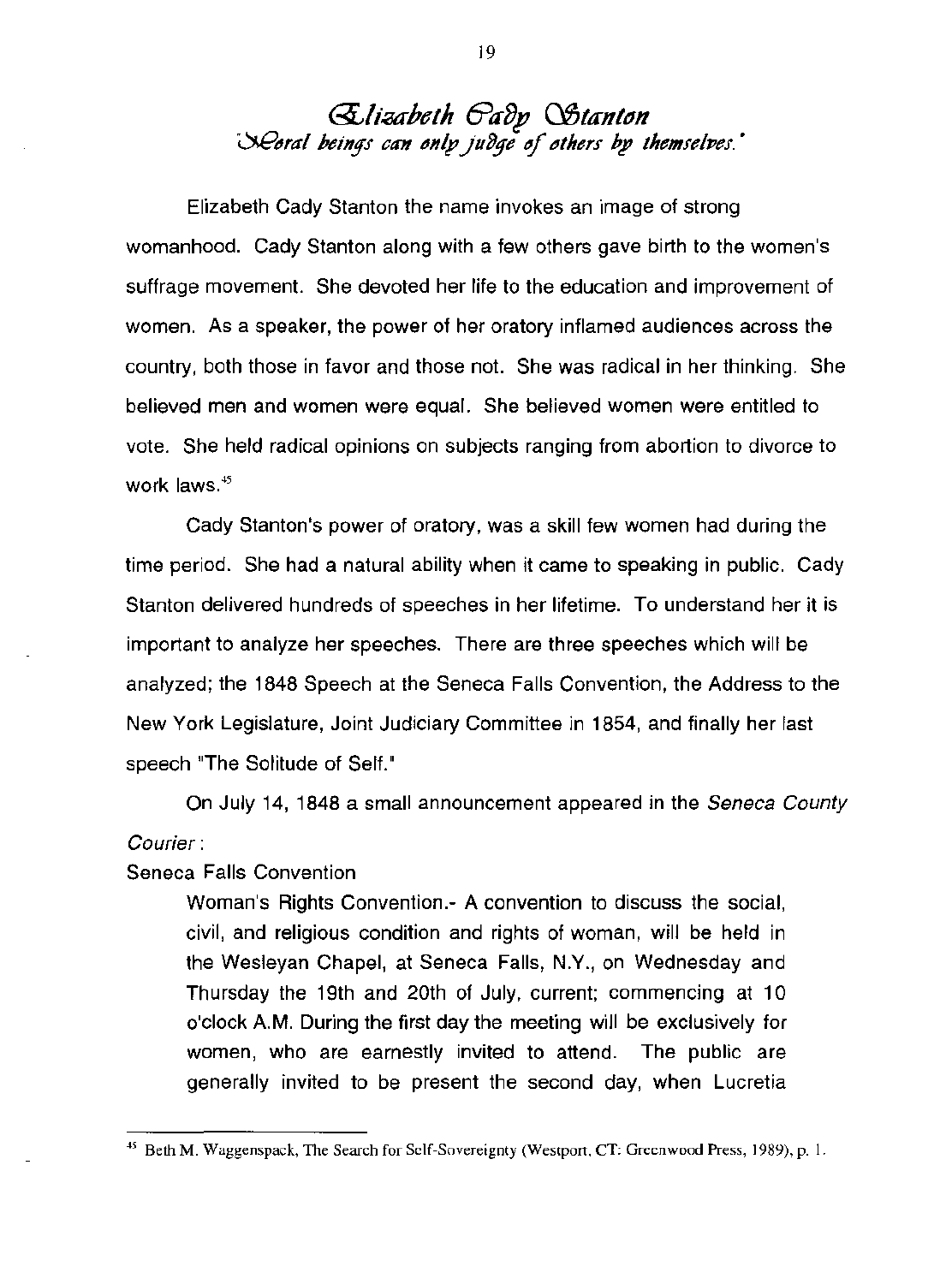# Elizabeth Cady Stanton

*"Moral beings can only judge of others by themselves."*

Elizabeth Cady Stanton the name invokes an image of strong womanhood. Cady Stanton along with a few others gave birth to the women's suffrage movement. She devoted her life to the education and improvement of women. As a speaker, the power of her oratory inflamed audiences across the country, both those in favor and those not. She was radical in her thinking. She believed men and women were equal. She believed women were entitled to vote. She held radical opinions on subjects ranging from abortion to divorce to work laws.[45]

Cady Stanton's power of oratory, was a skill few women had during the time period. She had a natural ability when it came to speaking in public. Cady Stanton delivered hundreds of speeches in her lifetime. To understand her it is important to analyze her speeches. There are three speeches which will be analyzed; the 1848 Speech at the Seneca Falls Convention, the Address to the New York Legislature, Joint Judiciary Committee in 1854, and finally her last speech "The Solitude of Self."

On July 14, 1848 a small announcement appeared in the *Seneca County Courier*:

Seneca Falls Convention

> Woman's Rights Convention.- A convention to discuss the social, civil, and religious condition and rights of woman, will be held in the Wesleyan Chapel, at Seneca Falls, N.Y., on Wednesday and Thursday the 19th and 20th of July, current; commencing at 10 o'clock A.M. During the first day the meeting will be exclusively for women, who are earnestly invited to attend. The public are generally invited to be present the second day, when Lucretia

[45] Beth M. Waggenspack, The Search for Self-Sovereignty (Westport, CT: Greenwood Press, 1989), p. 1.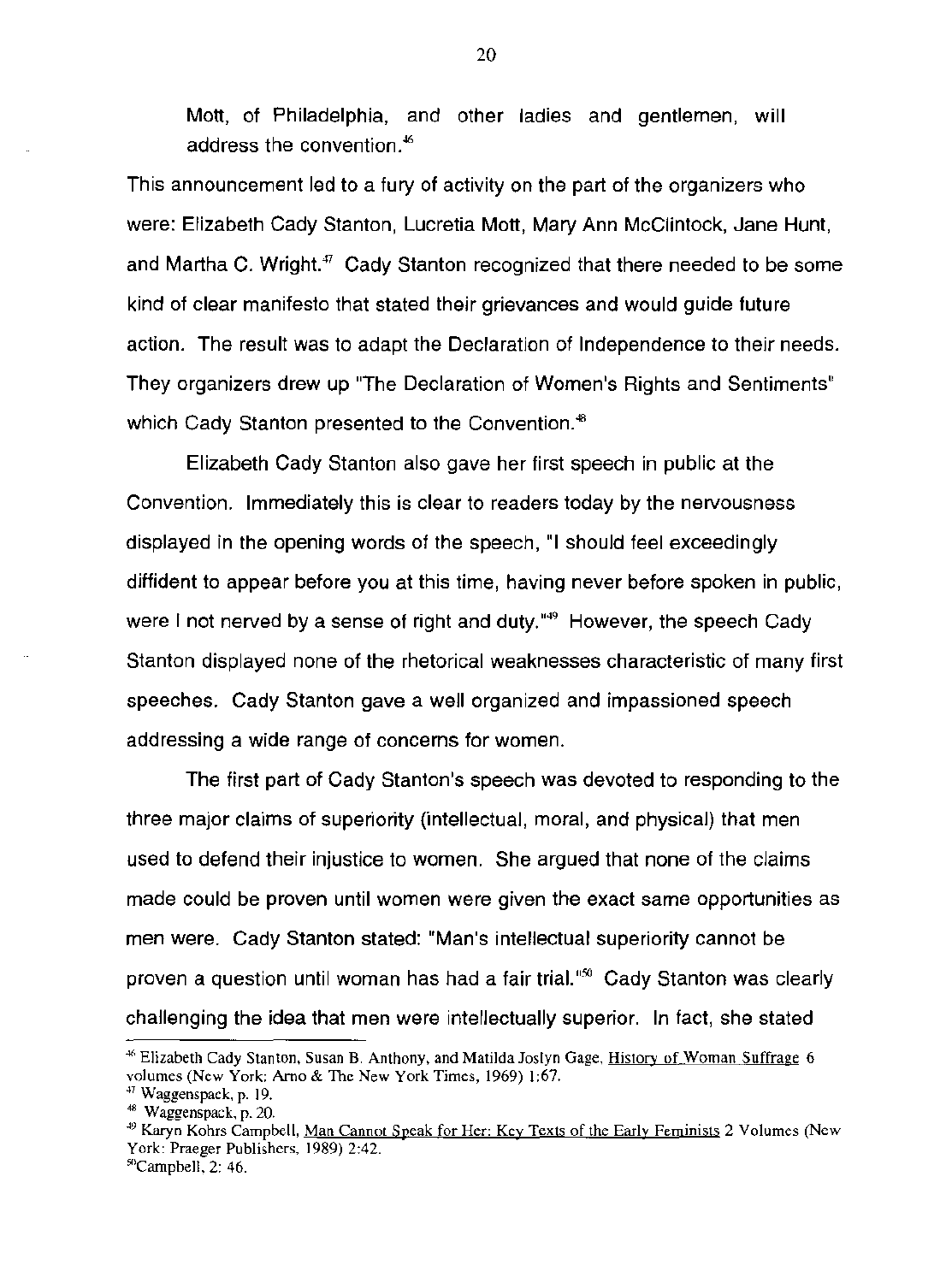Mott, of Philadelphia, and other ladies and gentlemen, will address the convention.[46]

This announcement led to a fury of activity on the part of the organizers who were: Elizabeth Cady Stanton, Lucretia Mott, Mary Ann McClintock, Jane Hunt, and Martha C. Wright.[47] Cady Stanton recognized that there needed to be some kind of clear manifesto that stated their grievances and would guide future action. The result was to adapt the Declaration of Independence to their needs. They organizers drew up "The Declaration of Women's Rights and Sentiments" which Cady Stanton presented to the Convention.[48]

Elizabeth Cady Stanton also gave her first speech in public at the Convention. Immediately this is clear to readers today by the nervousness displayed in the opening words of the speech, "I should feel exceedingly diffident to appear before you at this time, having never before spoken in public, were I not nerved by a sense of right and duty."[49] However, the speech Cady Stanton displayed none of the rhetorical weaknesses characteristic of many first speeches. Cady Stanton gave a well organized and impassioned speech addressing a wide range of concerns for women.

The first part of Cady Stanton's speech was devoted to responding to the three major claims of superiority (intellectual, moral, and physical) that men used to defend their injustice to women. She argued that none of the claims made could be proven until women were given the exact same opportunities as men were. Cady Stanton stated: "Man's intellectual superiority cannot be proven a question until woman has had a fair trial."[50] Cady Stanton was clearly challenging the idea that men were intellectually superior. In fact, she stated

---

[46] Elizabeth Cady Stanton, Susan B. Anthony, and Matilda Joslyn Gage, History of Woman Suffrage 6 volumes (New York: Arno & The New York Times, 1969) 1:67.

[47] Waggenspack, p. 19.

[48] Waggenspack, p. 20.

[49] Karyn Kohrs Campbell, Man Cannot Speak for Her: Key Texts of the Early Feminists 2 Volumes (New York: Praeger Publishers, 1989) 2:42.

[50] Campbell, 2: 46.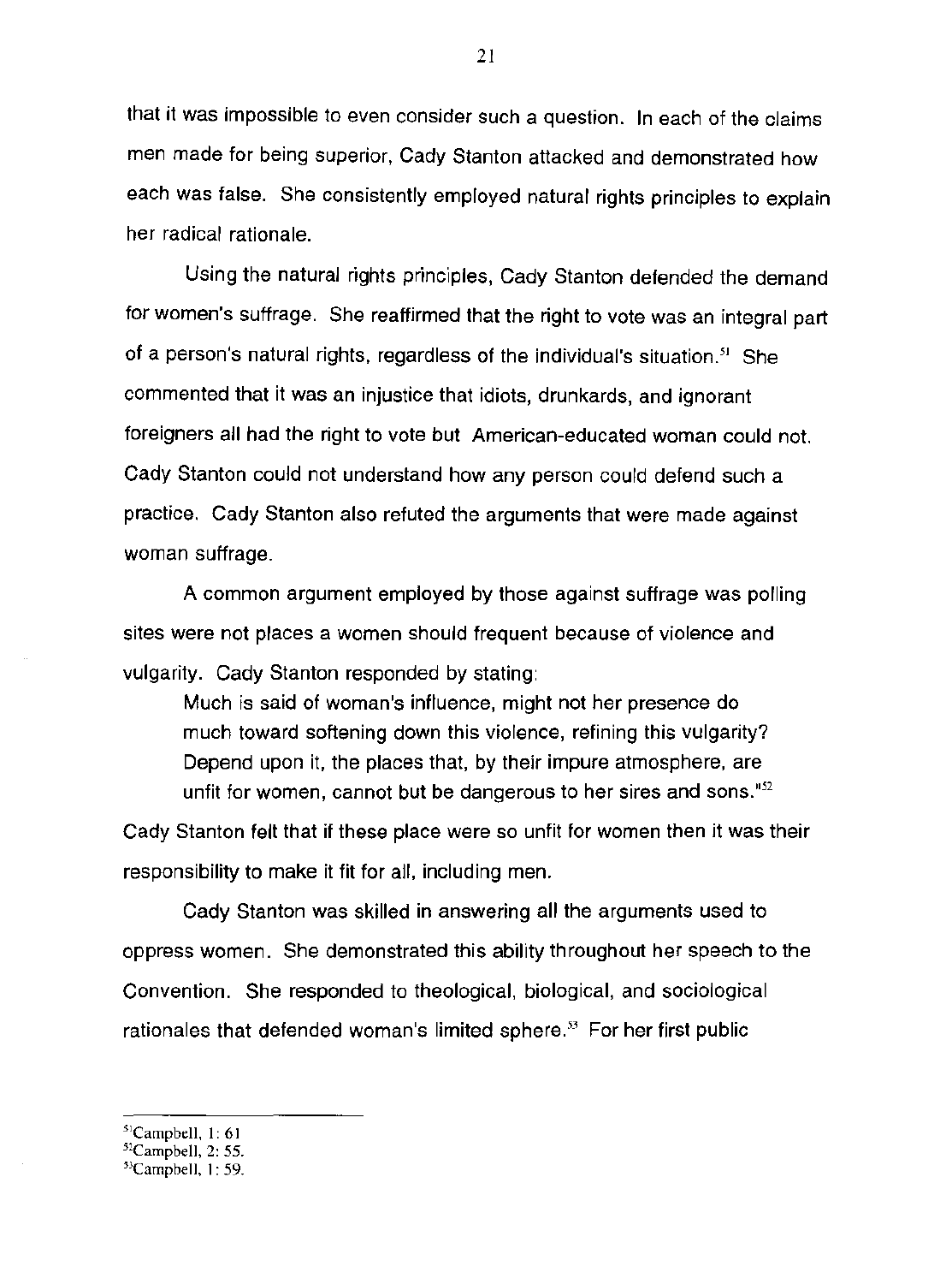that it was impossible to even consider such a question. In each of the claims men made for being superior, Cady Stanton attacked and demonstrated how each was false. She consistently employed natural rights principles to explain her radical rationale.

Using the natural rights principles, Cady Stanton defended the demand for women's suffrage. She reaffirmed that the right to vote was an integral part of a person's natural rights, regardless of the individual's situation.[51] She commented that it was an injustice that idiots, drunkards, and ignorant foreigners all had the right to vote but American-educated woman could not. Cady Stanton could not understand how any person could defend such a practice. Cady Stanton also refuted the arguments that were made against woman suffrage.

A common argument employed by those against suffrage was polling sites were not places a women should frequent because of violence and vulgarity. Cady Stanton responded by stating:

> Much is said of woman's influence, might not her presence do much toward softening down this violence, refining this vulgarity? Depend upon it, the places that, by their impure atmosphere, are unfit for women, cannot but be dangerous to her sires and sons."[52]

Cady Stanton felt that if these place were so unfit for women then it was their responsibility to make it fit for all, including men.

Cady Stanton was skilled in answering all the arguments used to oppress women. She demonstrated this ability throughout her speech to the Convention. She responded to theological, biological, and sociological rationales that defended woman's limited sphere.[53] For her first public

---

[51] Campbell, 1: 61

[52] Campbell, 2: 55.

[53] Campbell, 1: 59.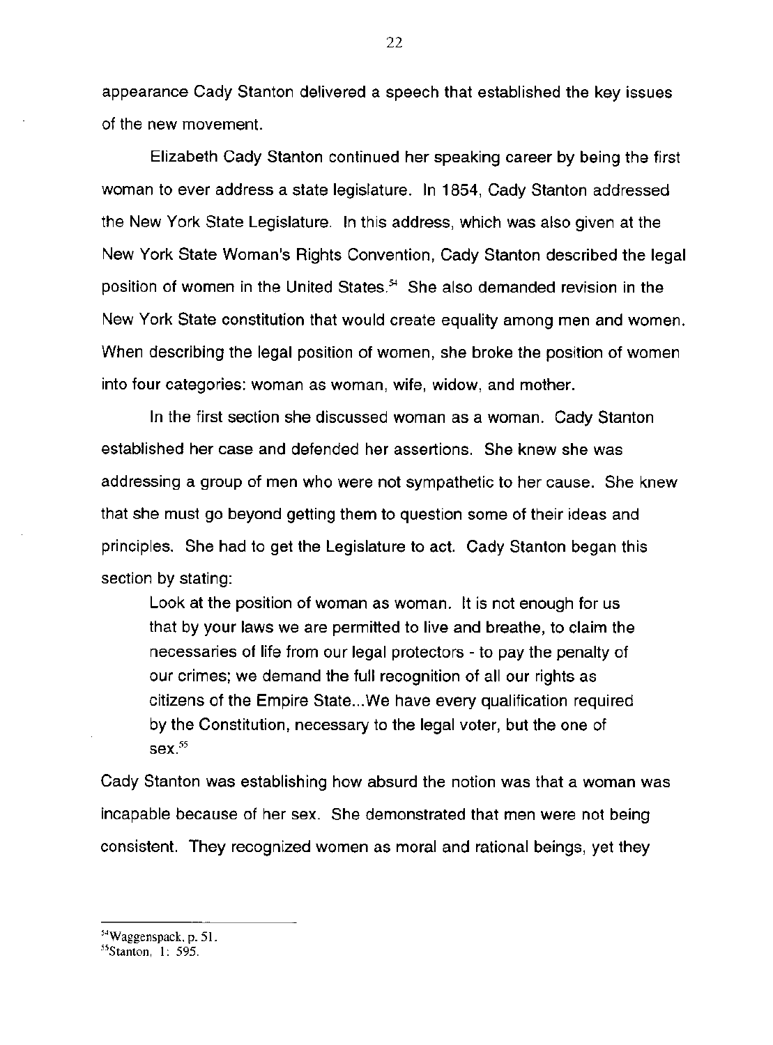appearance Cady Stanton delivered a speech that established the key issues of the new movement.

Elizabeth Cady Stanton continued her speaking career by being the first woman to ever address a state legislature. In 1854, Cady Stanton addressed the New York State Legislature. In this address, which was also given at the New York State Woman's Rights Convention, Cady Stanton described the legal position of women in the United States.[54] She also demanded revision in the New York State constitution that would create equality among men and women. When describing the legal position of women, she broke the position of women into four categories: woman as woman, wife, widow, and mother.

In the first section she discussed woman as a woman. Cady Stanton established her case and defended her assertions. She knew she was addressing a group of men who were not sympathetic to her cause. She knew that she must go beyond getting them to question some of their ideas and principles. She had to get the Legislature to act. Cady Stanton began this section by stating:

> Look at the position of woman as woman. It is not enough for us that by your laws we are permitted to live and breathe, to claim the necessaries of life from our legal protectors - to pay the penalty of our crimes; we demand the full recognition of all our rights as citizens of the Empire State...We have every qualification required by the Constitution, necessary to the legal voter, but the one of sex.[55]

Cady Stanton was establishing how absurd the notion was that a woman was incapable because of her sex. She demonstrated that men were not being consistent. They recognized women as moral and rational beings, yet they

---

[54] Waggenspack, p. 51.

[55] Stanton, 1: 595.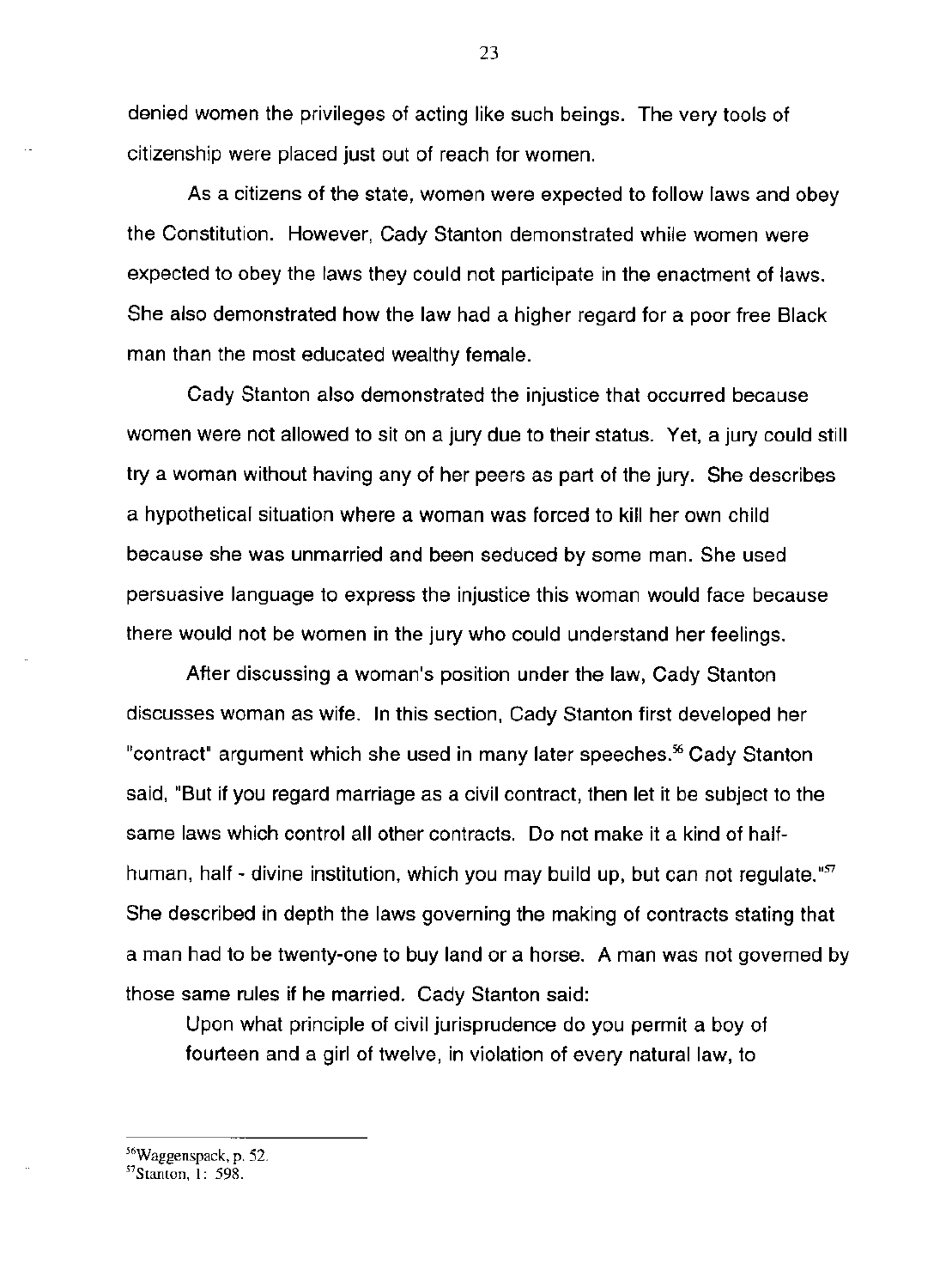denied women the privileges of acting like such beings. The very tools of citizenship were placed just out of reach for women.

As a citizens of the state, women were expected to follow laws and obey the Constitution. However, Cady Stanton demonstrated while women were expected to obey the laws they could not participate in the enactment of laws. She also demonstrated how the law had a higher regard for a poor free Black man than the most educated wealthy female.

Cady Stanton also demonstrated the injustice that occurred because women were not allowed to sit on a jury due to their status. Yet, a jury could still try a woman without having any of her peers as part of the jury. She describes a hypothetical situation where a woman was forced to kill her own child because she was unmarried and been seduced by some man. She used persuasive language to express the injustice this woman would face because there would not be women in the jury who could understand her feelings.

After discussing a woman's position under the law, Cady Stanton discusses woman as wife. In this section, Cady Stanton first developed her "contract" argument which she used in many later speeches.[56] Cady Stanton said, "But if you regard marriage as a civil contract, then let it be subject to the same laws which control all other contracts. Do not make it a kind of half-human, half - divine institution, which you may build up, but can not regulate."[57] She described in depth the laws governing the making of contracts stating that a man had to be twenty-one to buy land or a horse. A man was not governed by those same rules if he married. Cady Stanton said:

> Upon what principle of civil jurisprudence do you permit a boy of fourteen and a girl of twelve, in violation of every natural law, to

---

[56] Waggenspack, p. 52.

[57] Stanton, 1: 598.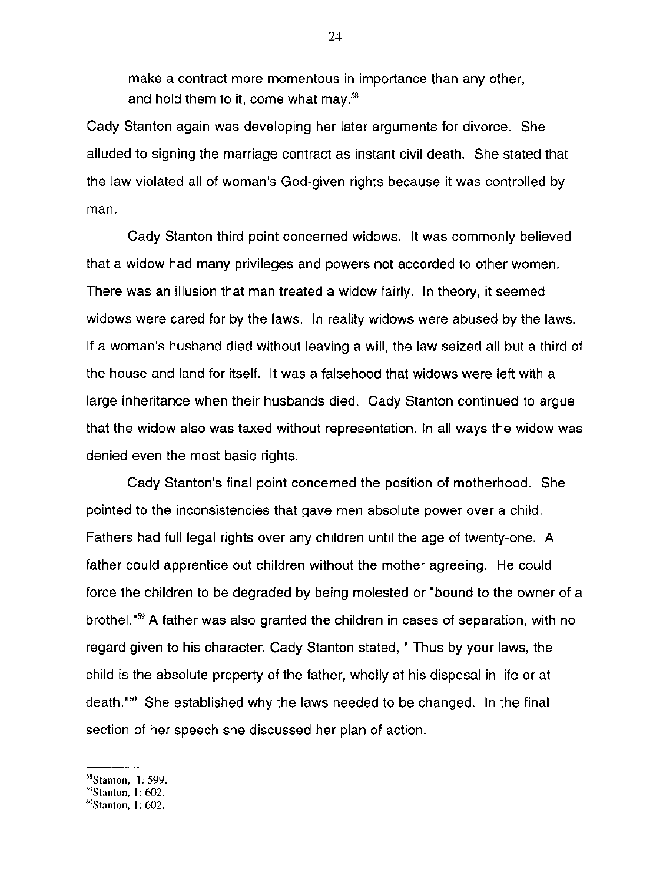> make a contract more momentous in importance than any other, and hold them to it, come what may.[58]

Cady Stanton again was developing her later arguments for divorce. She alluded to signing the marriage contract as instant civil death. She stated that the law violated all of woman's God-given rights because it was controlled by man.

Cady Stanton third point concerned widows. It was commonly believed that a widow had many privileges and powers not accorded to other women. There was an illusion that man treated a widow fairly. In theory, it seemed widows were cared for by the laws. In reality widows were abused by the laws. If a woman's husband died without leaving a will, the law seized all but a third of the house and land for itself. It was a falsehood that widows were left with a large inheritance when their husbands died. Cady Stanton continued to argue that the widow also was taxed without representation. In all ways the widow was denied even the most basic rights.

Cady Stanton's final point concerned the position of motherhood. She pointed to the inconsistencies that gave men absolute power over a child. Fathers had full legal rights over any children until the age of twenty-one. A father could apprentice out children without the mother agreeing. He could force the children to be degraded by being molested or "bound to the owner of a brothel."[59] A father was also granted the children in cases of separation, with no regard given to his character. Cady Stanton stated, " Thus by your laws, the child is the absolute property of the father, wholly at his disposal in life or at death."[60] She established why the laws needed to be changed. In the final section of her speech she discussed her plan of action.

---

[58] Stanton, 1: 599.
[59] Stanton, 1: 602.
[60] Stanton, 1: 602.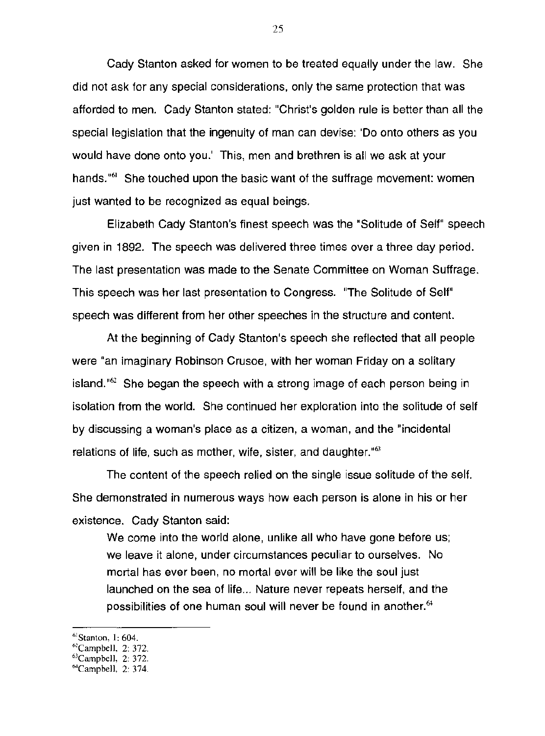Cady Stanton asked for women to be treated equally under the law. She did not ask for any special considerations, only the same protection that was afforded to men. Cady Stanton stated: "Christ's golden rule is better than all the special legislation that the ingenuity of man can devise: 'Do onto others as you would have done onto you.' This, men and brethren is all we ask at your hands."[61] She touched upon the basic want of the suffrage movement: women just wanted to be recognized as equal beings.

Elizabeth Cady Stanton's finest speech was the "Solitude of Self" speech given in 1892. The speech was delivered three times over a three day period. The last presentation was made to the Senate Committee on Woman Suffrage. This speech was her last presentation to Congress. "The Solitude of Self" speech was different from her other speeches in the structure and content.

At the beginning of Cady Stanton's speech she reflected that all people were "an imaginary Robinson Crusoe, with her woman Friday on a solitary island."[62] She began the speech with a strong image of each person being in isolation from the world. She continued her exploration into the solitude of self by discussing a woman's place as a citizen, a woman, and the "incidental relations of life, such as mother, wife, sister, and daughter."[63]

The content of the speech relied on the single issue solitude of the self. She demonstrated in numerous ways how each person is alone in his or her existence. Cady Stanton said:

> We come into the world alone, unlike all who have gone before us; we leave it alone, under circumstances peculiar to ourselves. No mortal has ever been, no mortal ever will be like the soul just launched on the sea of life... Nature never repeats herself, and the possibilities of one human soul will never be found in another.[64]

---

[61] Stanton, 1: 604.
[62] Campbell, 2: 372.
[63] Campbell, 2: 372.
[64] Campbell, 2: 374.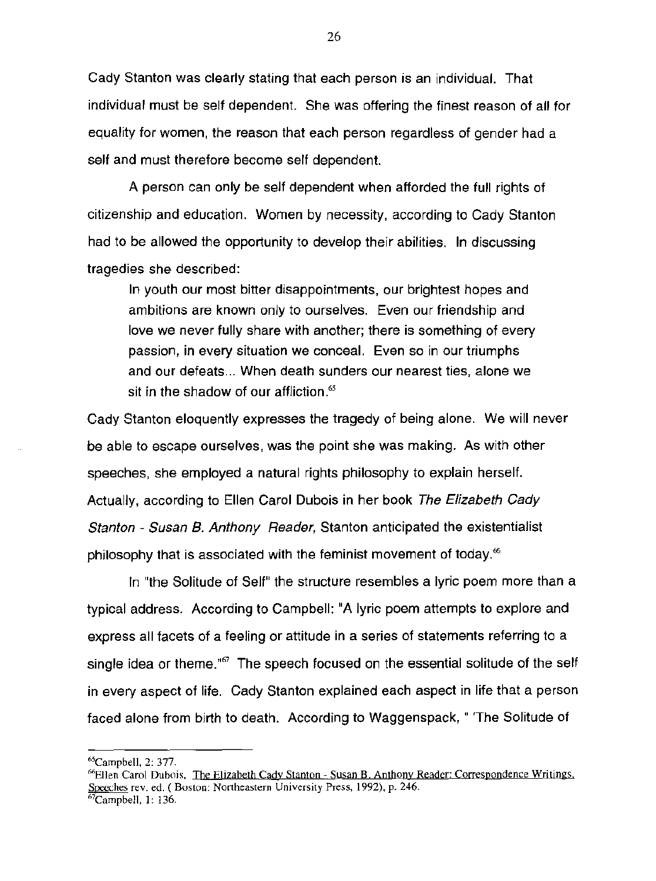Cady Stanton was clearly stating that each person is an individual. That individual must be self dependent. She was offering the finest reason of all for equality for women, the reason that each person regardless of gender had a self and must therefore become self dependent.

A person can only be self dependent when afforded the full rights of citizenship and education. Women by necessity, according to Cady Stanton had to be allowed the opportunity to develop their abilities. In discussing tragedies she described:

> In youth our most bitter disappointments, our brightest hopes and ambitions are known only to ourselves. Even our friendship and love we never fully share with another; there is something of every passion, in every situation we conceal. Even so in our triumphs and our defeats... When death sunders our nearest ties, alone we sit in the shadow of our affliction.[65]

Cady Stanton eloquently expresses the tragedy of being alone. We will never be able to escape ourselves, was the point she was making. As with other speeches, she employed a natural rights philosophy to explain herself. Actually, according to Ellen Carol Dubois in her book *The Elizabeth Cady Stanton - Susan B. Anthony Reader*, Stanton anticipated the existentialist philosophy that is associated with the feminist movement of today.[66]

In "the Solitude of Self" the structure resembles a lyric poem more than a typical address. According to Campbell: "A lyric poem attempts to explore and express all facets of a feeling or attitude in a series of statements referring to a single idea or theme."[67] The speech focused on the essential solitude of the self in every aspect of life. Cady Stanton explained each aspect in life that a person faced alone from birth to death. According to Waggenspack, " 'The Solitude of

---

[65]Campbell, 2: 377.

[66]Ellen Carol Dubois, The Elizabeth Cady Stanton - Susan B. Anthony Reader: Correspondence Writings, Speeches rev. ed. ( Boston: Northeastern University Press, 1992), p. 246.

[67]Campbell, 1: 136.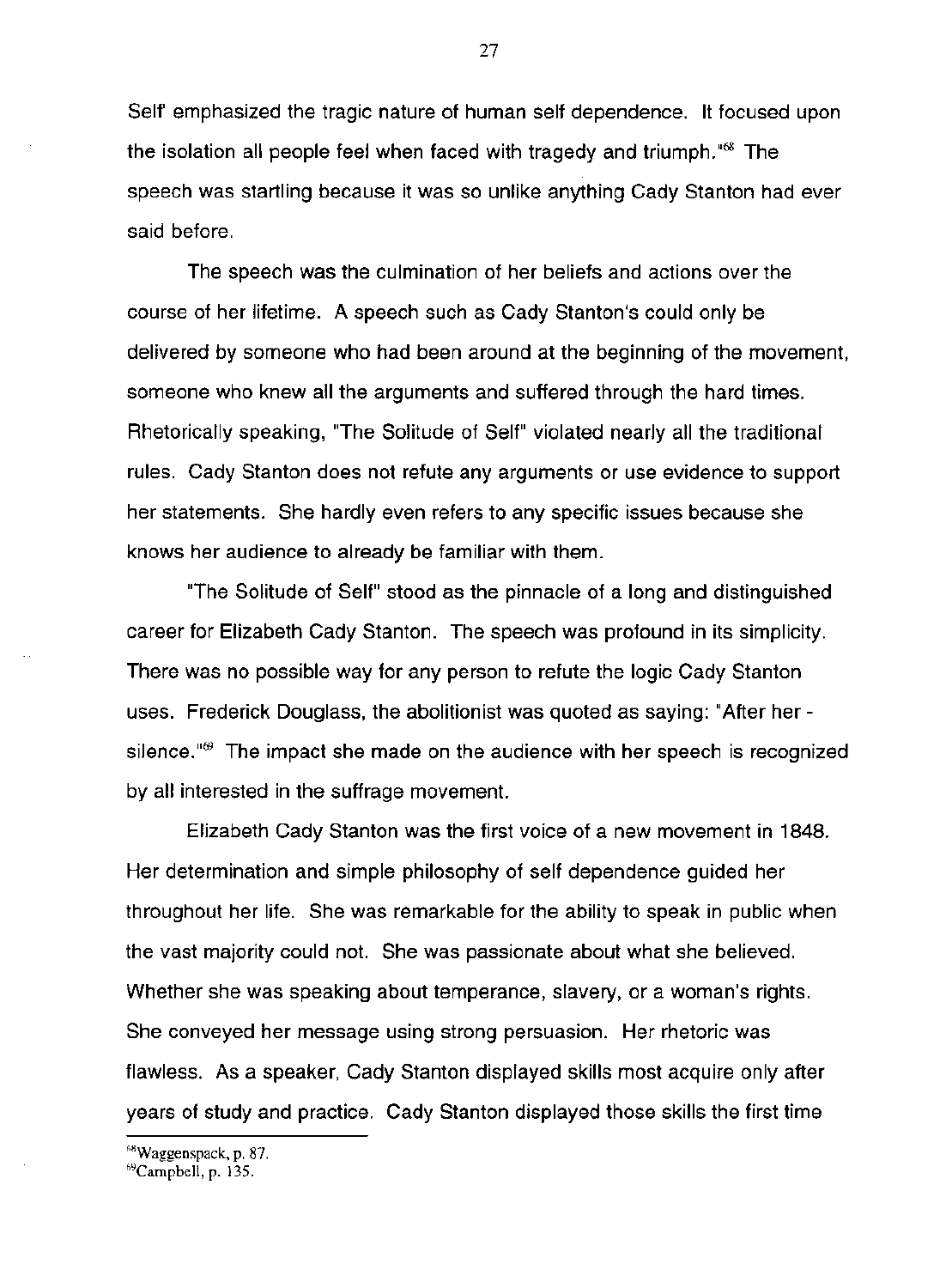Self' emphasized the tragic nature of human self dependence. It focused upon the isolation all people feel when faced with tragedy and triumph."[68] The speech was startling because it was so unlike anything Cady Stanton had ever said before.

The speech was the culmination of her beliefs and actions over the course of her lifetime. A speech such as Cady Stanton's could only be delivered by someone who had been around at the beginning of the movement, someone who knew all the arguments and suffered through the hard times. Rhetorically speaking, "The Solitude of Self" violated nearly all the traditional rules. Cady Stanton does not refute any arguments or use evidence to support her statements. She hardly even refers to any specific issues because she knows her audience to already be familiar with them.

"The Solitude of Self" stood as the pinnacle of a long and distinguished career for Elizabeth Cady Stanton. The speech was profound in its simplicity. There was no possible way for any person to refute the logic Cady Stanton uses. Frederick Douglass, the abolitionist was quoted as saying: "After her - silence."[69] The impact she made on the audience with her speech is recognized by all interested in the suffrage movement.

Elizabeth Cady Stanton was the first voice of a new movement in 1848. Her determination and simple philosophy of self dependence guided her throughout her life. She was remarkable for the ability to speak in public when the vast majority could not. She was passionate about what she believed. Whether she was speaking about temperance, slavery, or a woman's rights. She conveyed her message using strong persuasion. Her rhetoric was flawless. As a speaker, Cady Stanton displayed skills most acquire only after years of study and practice. Cady Stanton displayed those skills the first time

---

[68] Waggenspack, p. 87.

[69] Campbell, p. 135.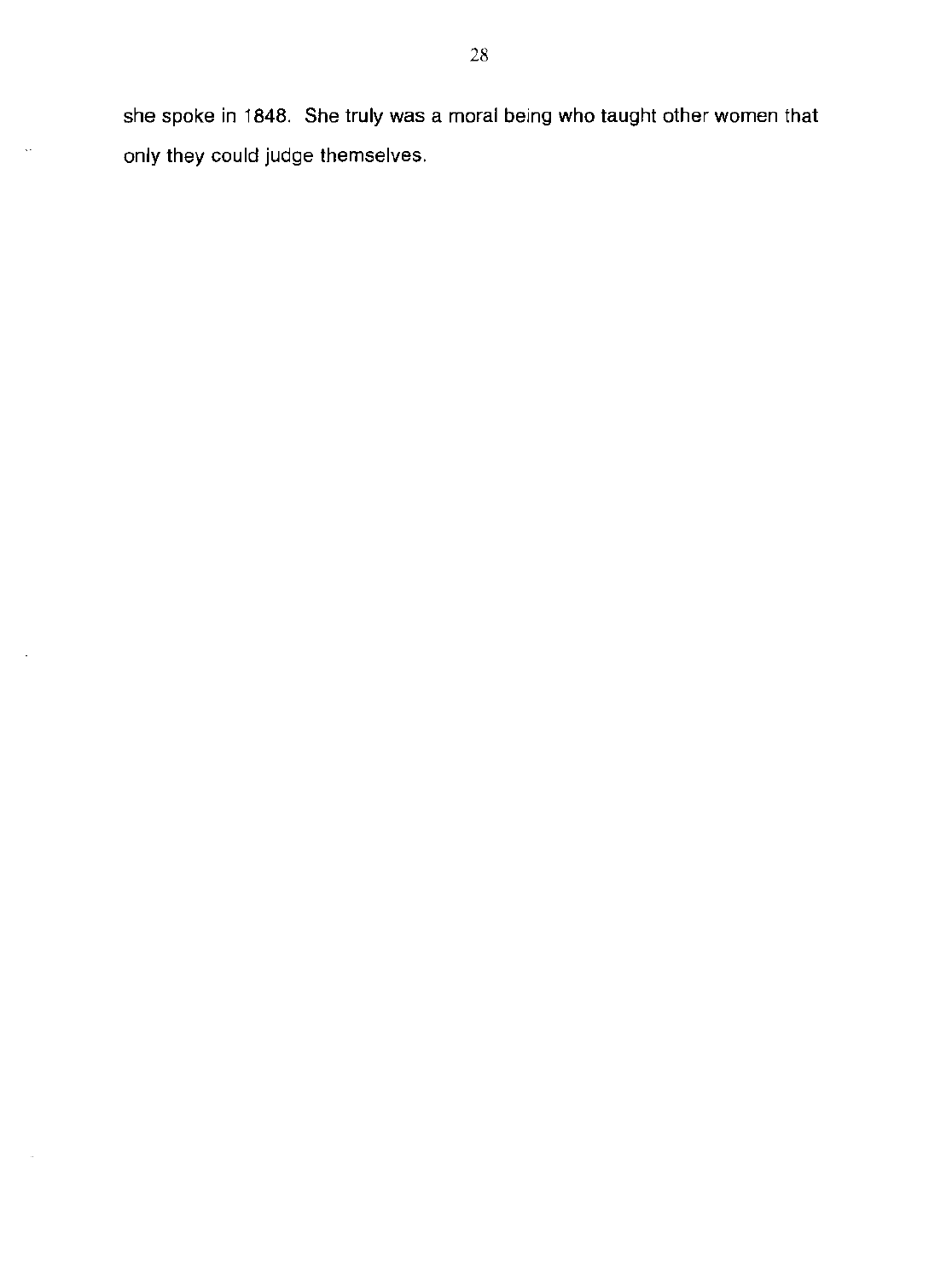she spoke in 1848. She truly was a moral being who taught other women that only they could judge themselves.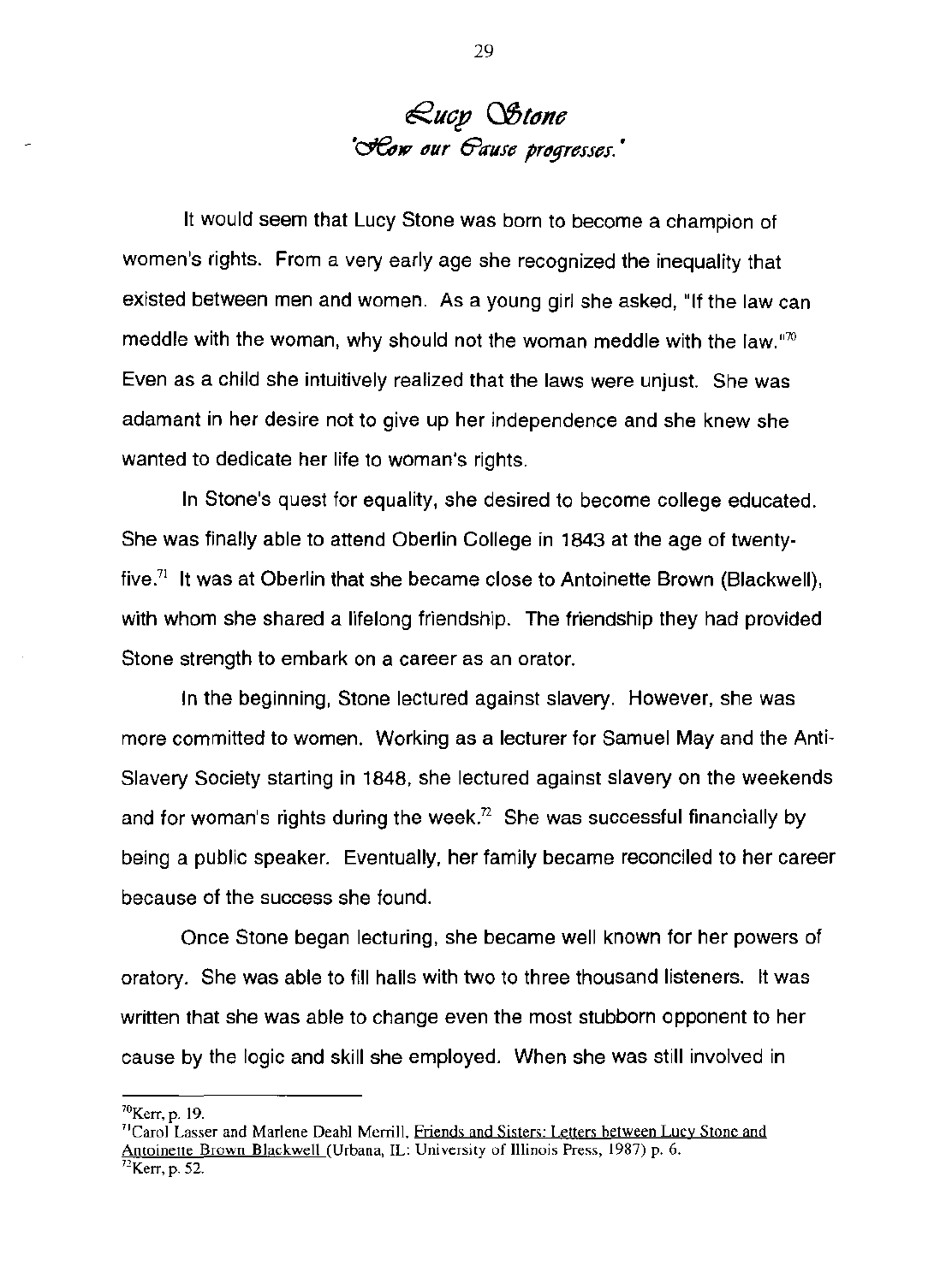# *Lucy Stone*

## *'How our Cause progresses.'*

It would seem that Lucy Stone was born to become a champion of women's rights. From a very early age she recognized the inequality that existed between men and women. As a young girl she asked, "If the law can meddle with the woman, why should not the woman meddle with the law."[70] Even as a child she intuitively realized that the laws were unjust. She was adamant in her desire not to give up her independence and she knew she wanted to dedicate her life to woman's rights.

In Stone's quest for equality, she desired to become college educated. She was finally able to attend Oberlin College in 1843 at the age of twenty-five.[71] It was at Oberlin that she became close to Antoinette Brown (Blackwell), with whom she shared a lifelong friendship. The friendship they had provided Stone strength to embark on a career as an orator.

In the beginning, Stone lectured against slavery. However, she was more committed to women. Working as a lecturer for Samuel May and the Anti-Slavery Society starting in 1848, she lectured against slavery on the weekends and for woman's rights during the week.[72] She was successful financially by being a public speaker. Eventually, her family became reconciled to her career because of the success she found.

Once Stone began lecturing, she became well known for her powers of oratory. She was able to fill halls with two to three thousand listeners. It was written that she was able to change even the most stubborn opponent to her cause by the logic and skill she employed. When she was still involved in

---

[70] Kerr, p. 19.

[71] Carol Lasser and Marlene Deahl Merrill, Friends and Sisters: Letters between Lucy Stone and Antoinette Brown Blackwell (Urbana, IL: University of Illinois Press, 1987) p. 6.

[72] Kerr, p. 52.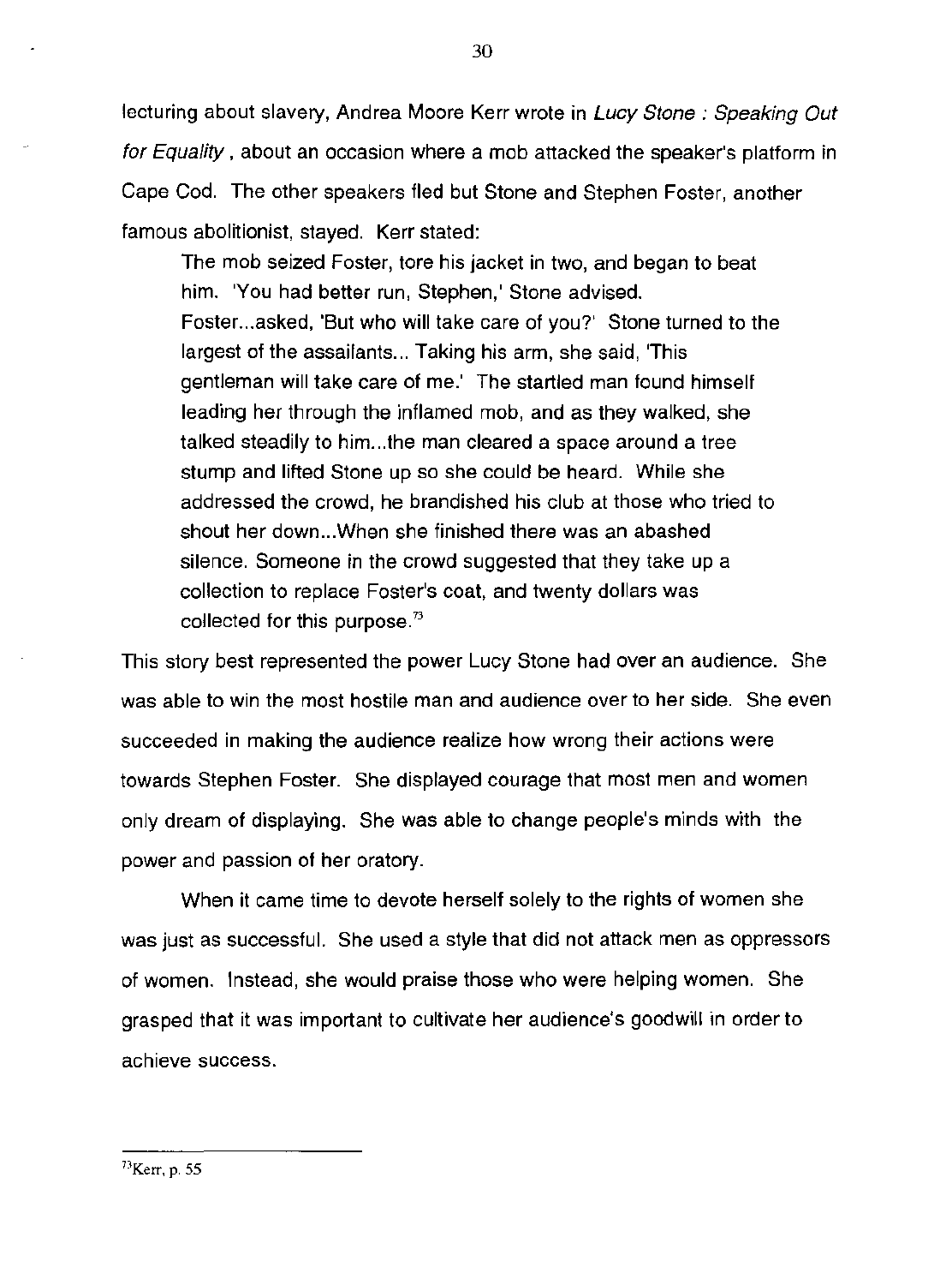lecturing about slavery, Andrea Moore Kerr wrote in *Lucy Stone : Speaking Out for Equality* , about an occasion where a mob attacked the speaker's platform in Cape Cod. The other speakers fled but Stone and Stephen Foster, another famous abolitionist, stayed. Kerr stated:

> The mob seized Foster, tore his jacket in two, and began to beat him. 'You had better run, Stephen,' Stone advised. Foster...asked, 'But who will take care of you?' Stone turned to the largest of the assailants... Taking his arm, she said, 'This gentleman will take care of me.' The startled man found himself leading her through the inflamed mob, and as they walked, she talked steadily to him...the man cleared a space around a tree stump and lifted Stone up so she could be heard. While she addressed the crowd, he brandished his club at those who tried to shout her down...When she finished there was an abashed silence. Someone in the crowd suggested that they take up a collection to replace Foster's coat, and twenty dollars was collected for this purpose.[73]

This story best represented the power Lucy Stone had over an audience. She was able to win the most hostile man and audience over to her side. She even succeeded in making the audience realize how wrong their actions were towards Stephen Foster. She displayed courage that most men and women only dream of displaying. She was able to change people's minds with the power and passion of her oratory.

When it came time to devote herself solely to the rights of women she was just as successful. She used a style that did not attack men as oppressors of women. Instead, she would praise those who were helping women. She grasped that it was important to cultivate her audience's goodwill in order to achieve success.

---

[73]Kerr, p. 55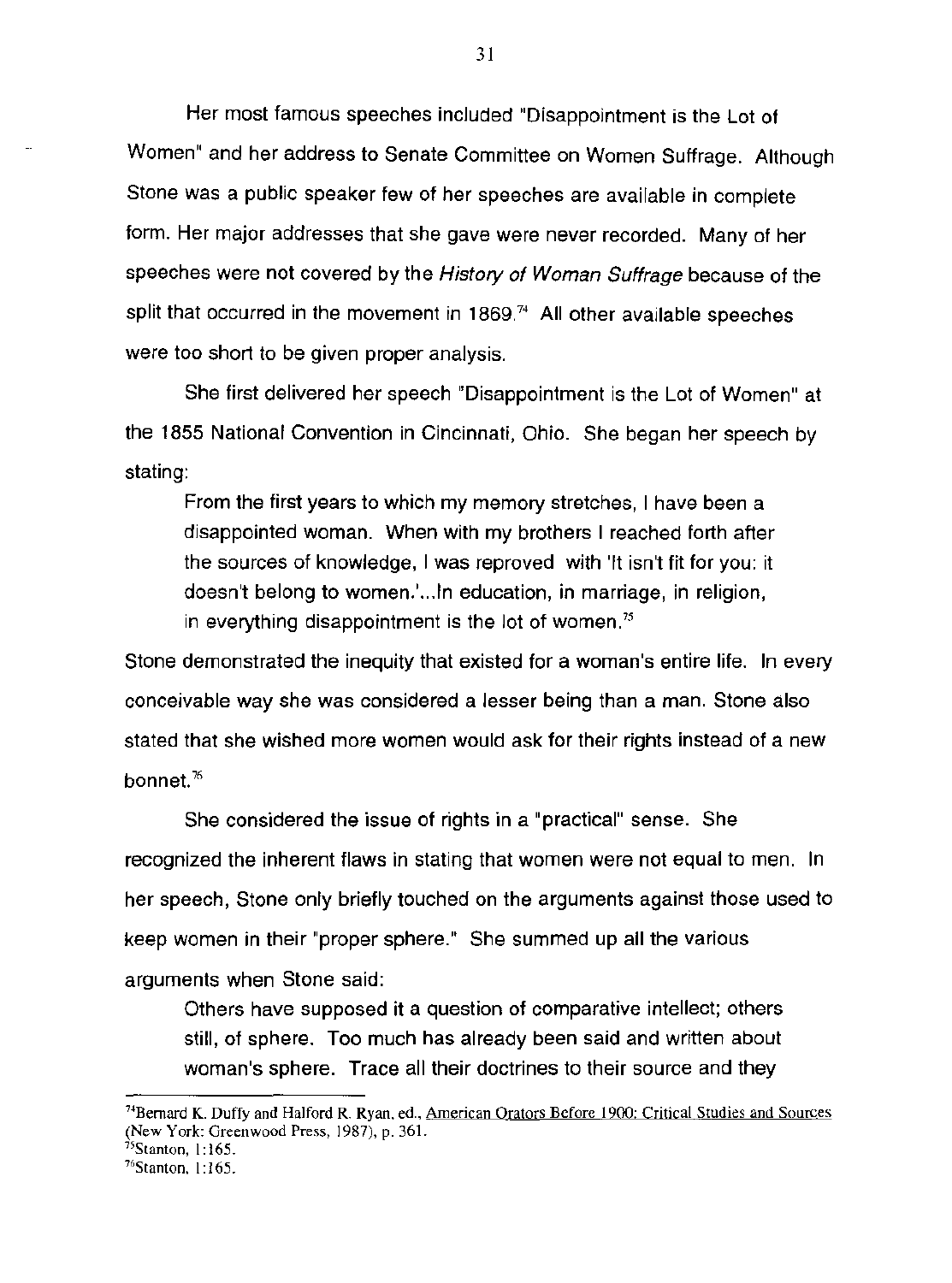Her most famous speeches included "Disappointment is the Lot of Women" and her address to Senate Committee on Women Suffrage. Although Stone was a public speaker few of her speeches are available in complete form. Her major addresses that she gave were never recorded. Many of her speeches were not covered by the *History of Woman Suffrage* because of the split that occurred in the movement in 1869.[74] All other available speeches were too short to be given proper analysis.

She first delivered her speech "Disappointment is the Lot of Women" at the 1855 National Convention in Cincinnati, Ohio. She began her speech by stating:

> From the first years to which my memory stretches, I have been a disappointed woman. When with my brothers I reached forth after the sources of knowledge, I was reproved with 'It isn't fit for you; it doesn't belong to women.'...In education, in marriage, in religion, in everything disappointment is the lot of women.[75]

Stone demonstrated the inequity that existed for a woman's entire life. In every conceivable way she was considered a lesser being than a man. Stone also stated that she wished more women would ask for their rights instead of a new bonnet.[76]

She considered the issue of rights in a "practical" sense. She recognized the inherent flaws in stating that women were not equal to men. In her speech, Stone only briefly touched on the arguments against those used to keep women in their "proper sphere." She summed up all the various arguments when Stone said:

> Others have supposed it a question of comparative intellect; others still, of sphere. Too much has already been said and written about woman's sphere. Trace all their doctrines to their source and they

---

[74] Bernard K. Duffy and Halford R. Ryan, ed., American Orators Before 1900: Critical Studies and Sources (New York: Greenwood Press, 1987), p. 361.

[75] Stanton, 1:165.

[76] Stanton, 1:165.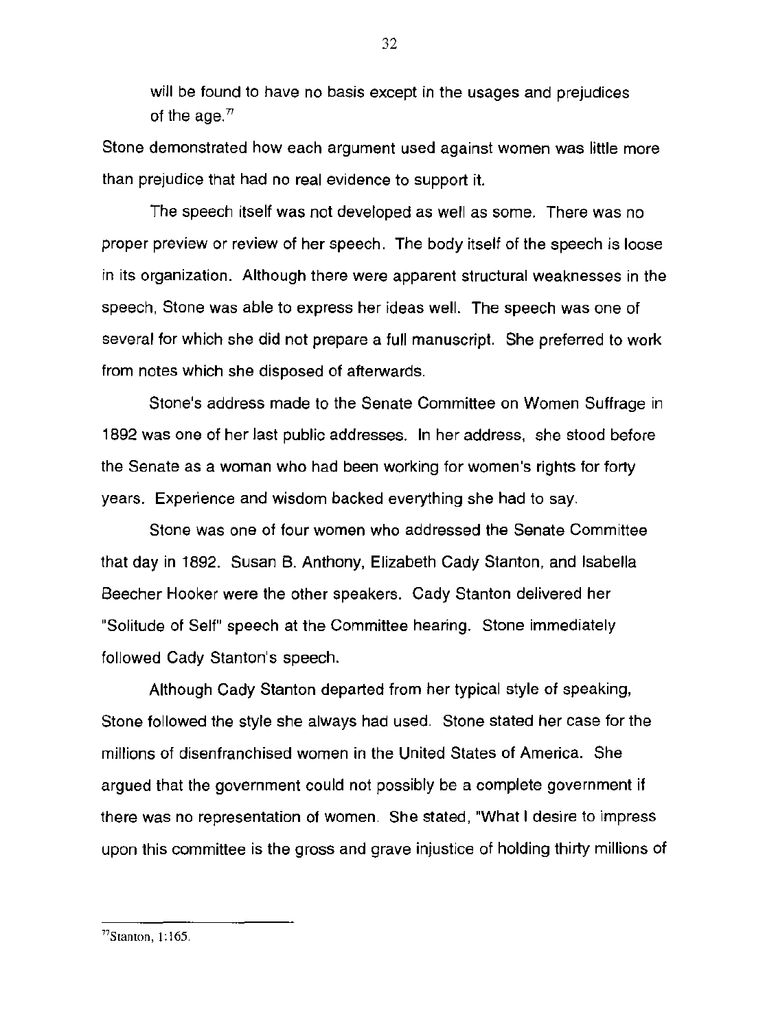will be found to have no basis except in the usages and prejudices of the age.[77]

Stone demonstrated how each argument used against women was little more than prejudice that had no real evidence to support it.

The speech itself was not developed as well as some. There was no proper preview or review of her speech. The body itself of the speech is loose in its organization. Although there were apparent structural weaknesses in the speech, Stone was able to express her ideas well. The speech was one of several for which she did not prepare a full manuscript. She preferred to work from notes which she disposed of afterwards.

Stone's address made to the Senate Committee on Women Suffrage in 1892 was one of her last public addresses. In her address, she stood before the Senate as a woman who had been working for women's rights for forty years. Experience and wisdom backed everything she had to say.

Stone was one of four women who addressed the Senate Committee that day in 1892. Susan B. Anthony, Elizabeth Cady Stanton, and Isabella Beecher Hooker were the other speakers. Cady Stanton delivered her "Solitude of Self" speech at the Committee hearing. Stone immediately followed Cady Stanton's speech.

Although Cady Stanton departed from her typical style of speaking, Stone followed the style she always had used. Stone stated her case for the millions of disenfranchised women in the United States of America. She argued that the government could not possibly be a complete government if there was no representation of women. She stated, "What I desire to impress upon this committee is the gross and grave injustice of holding thirty millions of

---

[77]Stanton, 1:165.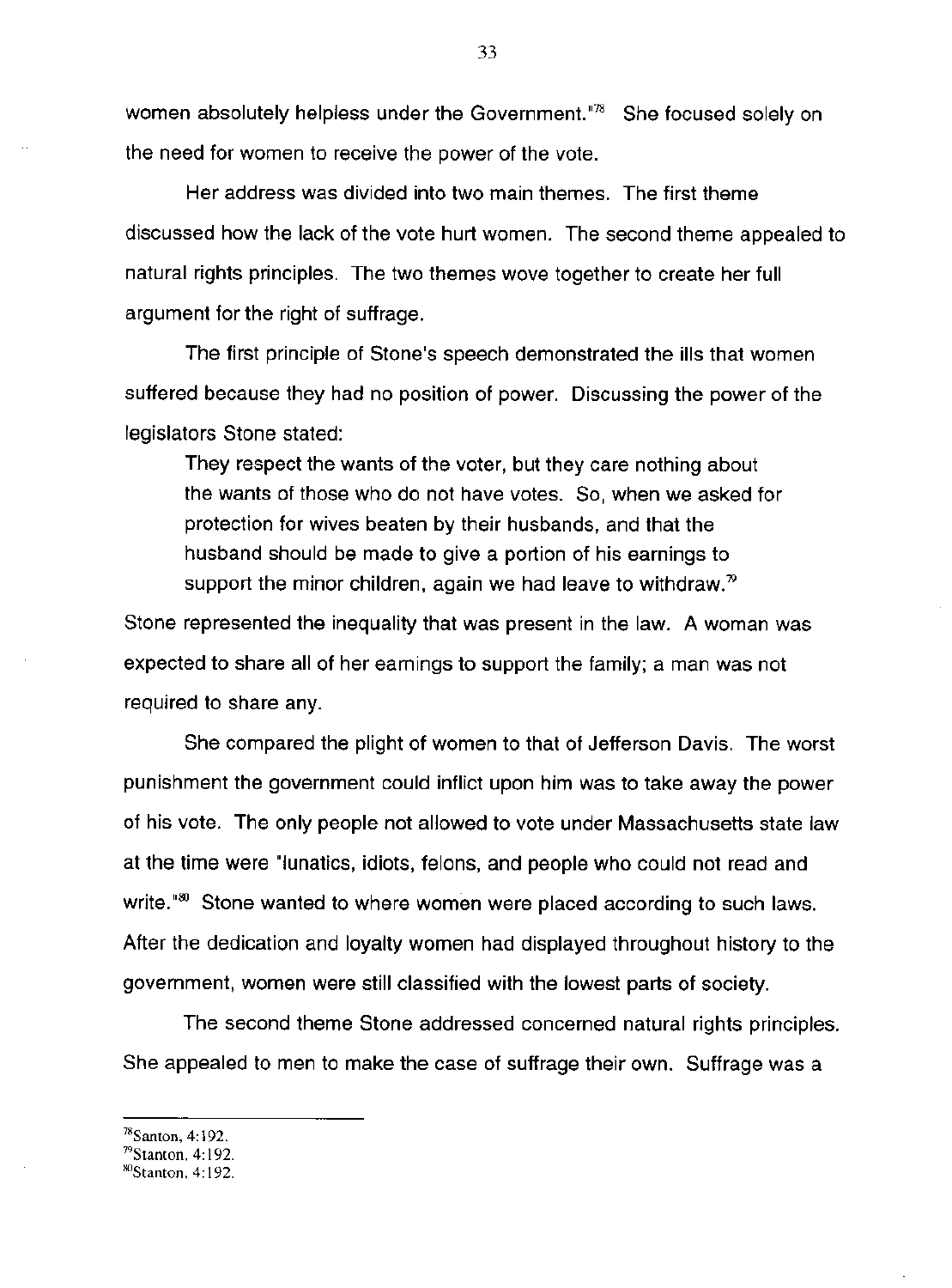women absolutely helpless under the Government."[78] She focused solely on the need for women to receive the power of the vote.

Her address was divided into two main themes. The first theme discussed how the lack of the vote hurt women. The second theme appealed to natural rights principles. The two themes wove together to create her full argument for the right of suffrage.

The first principle of Stone's speech demonstrated the ills that women suffered because they had no position of power. Discussing the power of the legislators Stone stated:

> They respect the wants of the voter, but they care nothing about the wants of those who do not have votes. So, when we asked for protection for wives beaten by their husbands, and that the husband should be made to give a portion of his earnings to support the minor children, again we had leave to withdraw.[79]

Stone represented the inequality that was present in the law. A woman was expected to share all of her earnings to support the family; a man was not required to share any.

She compared the plight of women to that of Jefferson Davis. The worst punishment the government could inflict upon him was to take away the power of his vote. The only people not allowed to vote under Massachusetts state law at the time were "lunatics, idiots, felons, and people who could not read and write."[80] Stone wanted to where women were placed according to such laws. After the dedication and loyalty women had displayed throughout history to the government, women were still classified with the lowest parts of society.

The second theme Stone addressed concerned natural rights principles. She appealed to men to make the case of suffrage their own. Suffrage was a

---

[78] Santon, 4:192.
[79] Stanton, 4:192.
[80] Stanton, 4:192.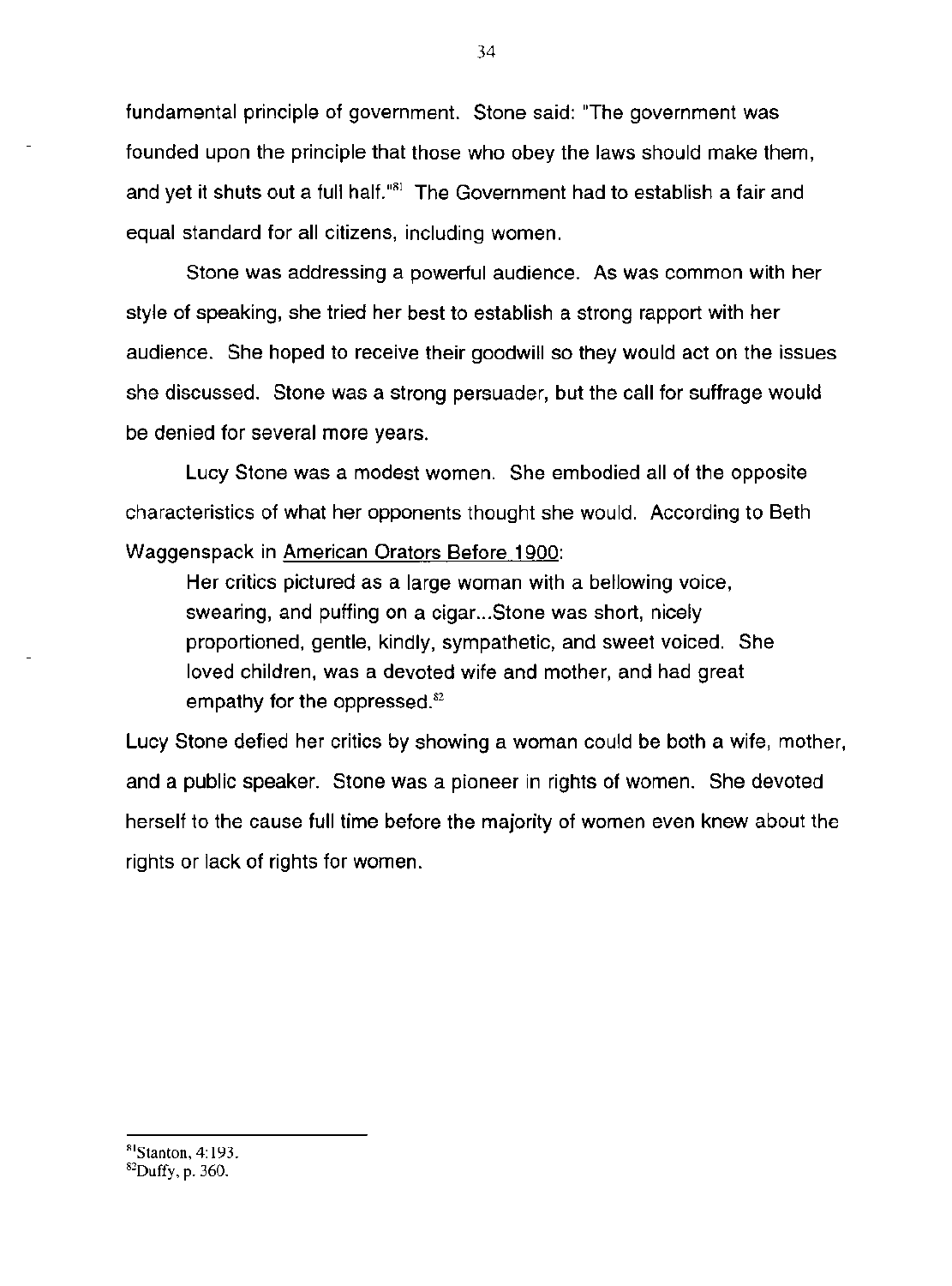fundamental principle of government. Stone said: "The government was founded upon the principle that those who obey the laws should make them, and yet it shuts out a full half."[81] The Government had to establish a fair and equal standard for all citizens, including women.

Stone was addressing a powerful audience. As was common with her style of speaking, she tried her best to establish a strong rapport with her audience. She hoped to receive their goodwill so they would act on the issues she discussed. Stone was a strong persuader, but the call for suffrage would be denied for several more years.

Lucy Stone was a modest women. She embodied all of the opposite characteristics of what her opponents thought she would. According to Beth Waggenspack in American Orators Before 1900:

> Her critics pictured as a large woman with a bellowing voice, swearing, and puffing on a cigar...Stone was short, nicely proportioned, gentle, kindly, sympathetic, and sweet voiced. She loved children, was a devoted wife and mother, and had great empathy for the oppressed.[82]

Lucy Stone defied her critics by showing a woman could be both a wife, mother, and a public speaker. Stone was a pioneer in rights of women. She devoted herself to the cause full time before the majority of women even knew about the rights or lack of rights for women.

---

[81] Stanton, 4:193.
[82] Duffy, p. 360.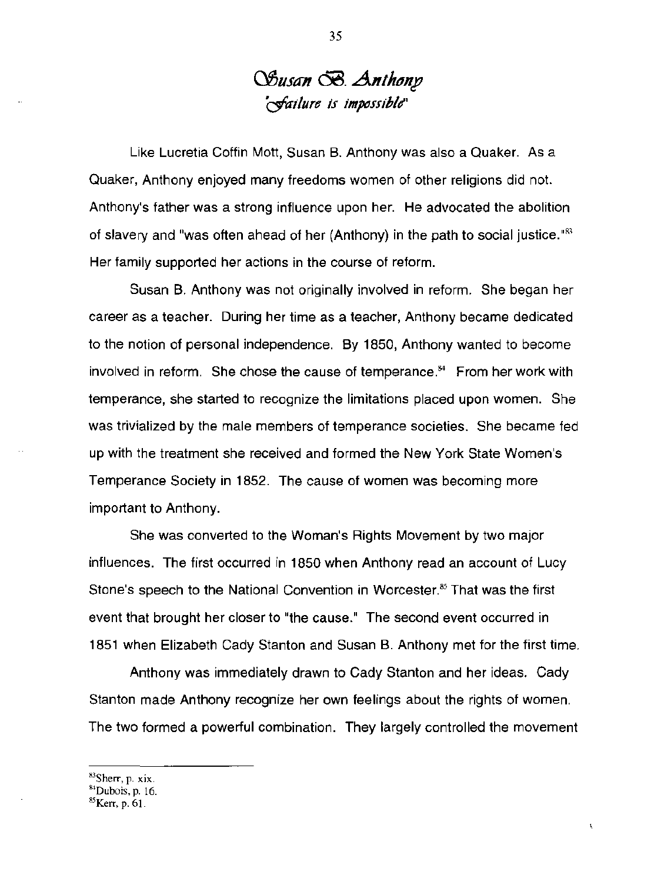## Susan B. Anthony

### *"Failure is impossible"*

Like Lucretia Coffin Mott, Susan B. Anthony was also a Quaker. As a Quaker, Anthony enjoyed many freedoms women of other religions did not. Anthony's father was a strong influence upon her. He advocated the abolition of slavery and "was often ahead of her (Anthony) in the path to social justice."[83] Her family supported her actions in the course of reform.

Susan B. Anthony was not originally involved in reform. She began her career as a teacher. During her time as a teacher, Anthony became dedicated to the notion of personal independence. By 1850, Anthony wanted to become involved in reform. She chose the cause of temperance.[84] From her work with temperance, she started to recognize the limitations placed upon women. She was trivialized by the male members of temperance societies. She became fed up with the treatment she received and formed the New York State Women's Temperance Society in 1852. The cause of women was becoming more important to Anthony.

She was converted to the Woman's Rights Movement by two major influences. The first occurred in 1850 when Anthony read an account of Lucy Stone's speech to the National Convention in Worcester.[85] That was the first event that brought her closer to "the cause." The second event occurred in 1851 when Elizabeth Cady Stanton and Susan B. Anthony met for the first time.

Anthony was immediately drawn to Cady Stanton and her ideas. Cady Stanton made Anthony recognize her own feelings about the rights of women. The two formed a powerful combination. They largely controlled the movement

---

[83] Sherr, p. xix.
[84] Dubois, p. 16.
[85] Kerr, p. 61.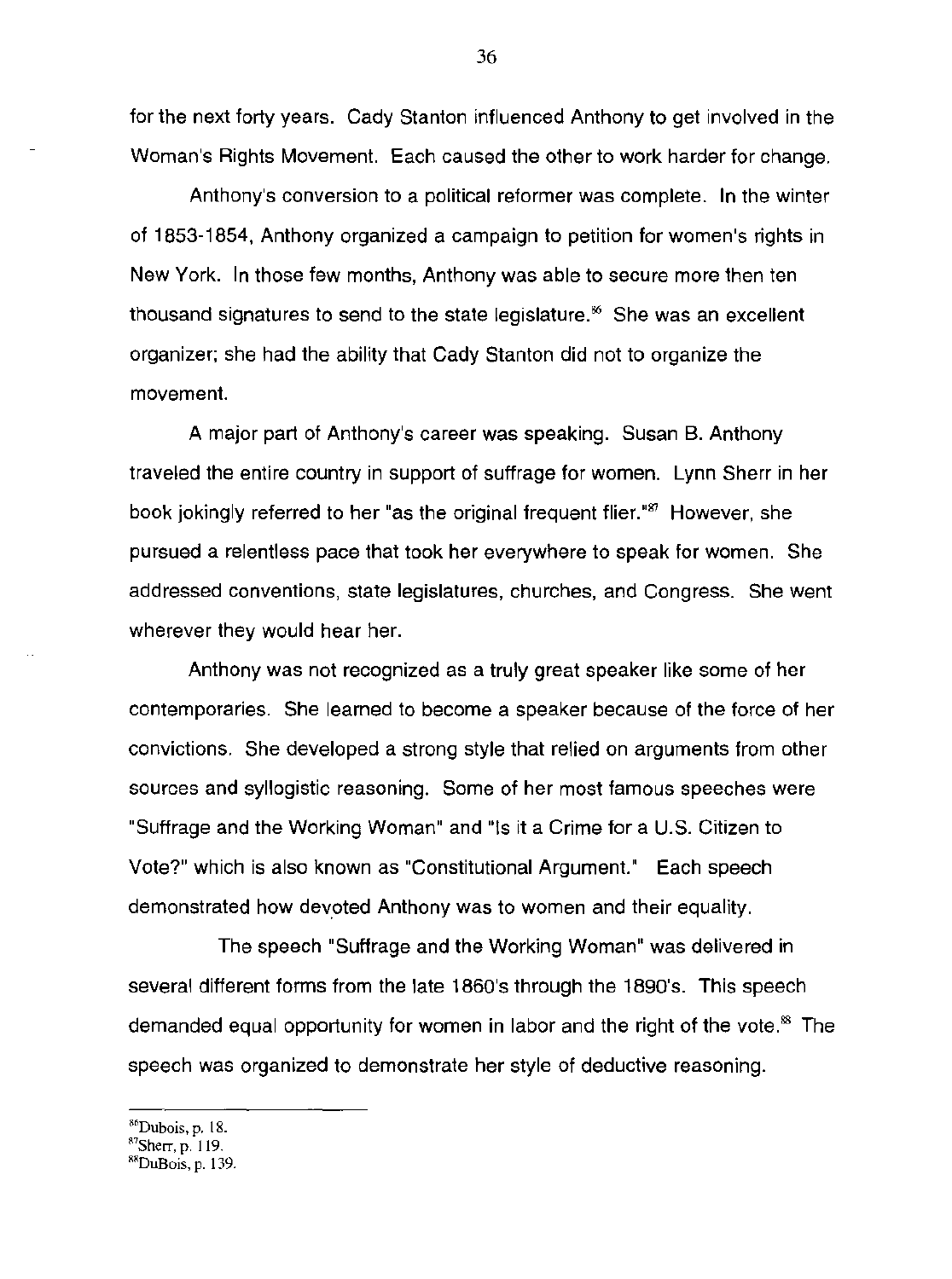for the next forty years. Cady Stanton influenced Anthony to get involved in the Woman's Rights Movement. Each caused the other to work harder for change.

Anthony's conversion to a political reformer was complete. In the winter of 1853-1854, Anthony organized a campaign to petition for women's rights in New York. In those few months, Anthony was able to secure more then ten thousand signatures to send to the state legislature.[86] She was an excellent organizer; she had the ability that Cady Stanton did not to organize the movement.

A major part of Anthony's career was speaking. Susan B. Anthony traveled the entire country in support of suffrage for women. Lynn Sherr in her book jokingly referred to her "as the original frequent flier."[87] However, she pursued a relentless pace that took her everywhere to speak for women. She addressed conventions, state legislatures, churches, and Congress. She went wherever they would hear her.

Anthony was not recognized as a truly great speaker like some of her contemporaries. She learned to become a speaker because of the force of her convictions. She developed a strong style that relied on arguments from other sources and syllogistic reasoning. Some of her most famous speeches were "Suffrage and the Working Woman" and "Is it a Crime for a U.S. Citizen to Vote?" which is also known as "Constitutional Argument." Each speech demonstrated how devoted Anthony was to women and their equality.

The speech "Suffrage and the Working Woman" was delivered in several different forms from the late 1860's through the 1890's. This speech demanded equal opportunity for women in labor and the right of the vote.[88] The speech was organized to demonstrate her style of deductive reasoning.

---

[86] Dubois, p. 18.
[87] Sherr, p. 119.
[88] DuBois, p. 139.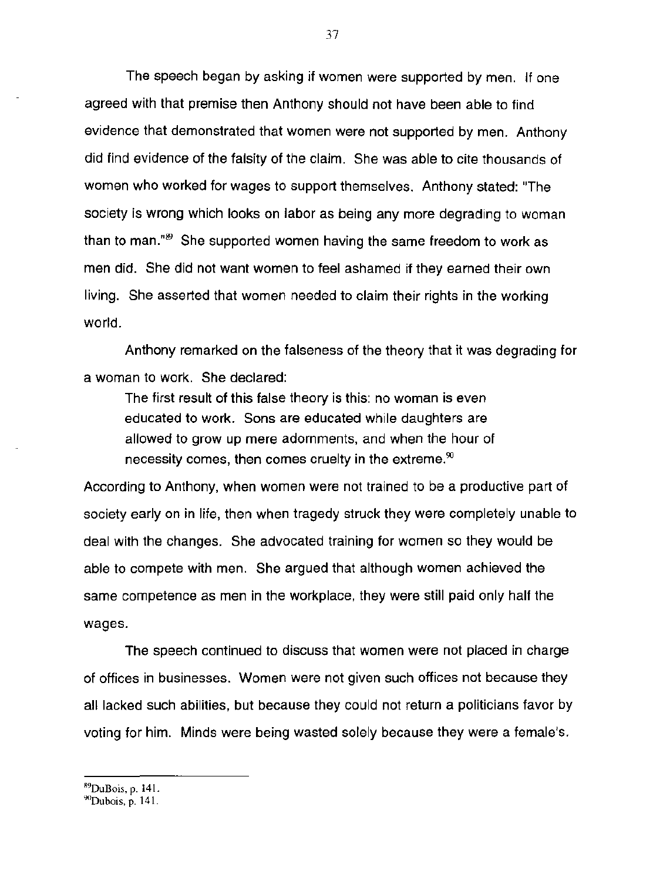The speech began by asking if women were supported by men. If one agreed with that premise then Anthony should not have been able to find evidence that demonstrated that women were not supported by men. Anthony did find evidence of the falsity of the claim. She was able to cite thousands of women who worked for wages to support themselves. Anthony stated: "The society is wrong which looks on labor as being any more degrading to woman than to man."[89] She supported women having the same freedom to work as men did. She did not want women to feel ashamed if they earned their own living. She asserted that women needed to claim their rights in the working world.

Anthony remarked on the falseness of the theory that it was degrading for a woman to work. She declared:

> The first result of this false theory is this: no woman is even educated to work. Sons are educated while daughters are allowed to grow up mere adornments, and when the hour of necessity comes, then comes cruelty in the extreme.[90]

According to Anthony, when women were not trained to be a productive part of society early on in life, then when tragedy struck they were completely unable to deal with the changes. She advocated training for women so they would be able to compete with men. She argued that although women achieved the same competence as men in the workplace, they were still paid only half the wages.

The speech continued to discuss that women were not placed in charge of offices in businesses. Women were not given such offices not because they all lacked such abilities, but because they could not return a politicians favor by voting for him. Minds were being wasted solely because they were a female's.

---

[89] DuBois, p. 141.

[90] Dubois, p. 141.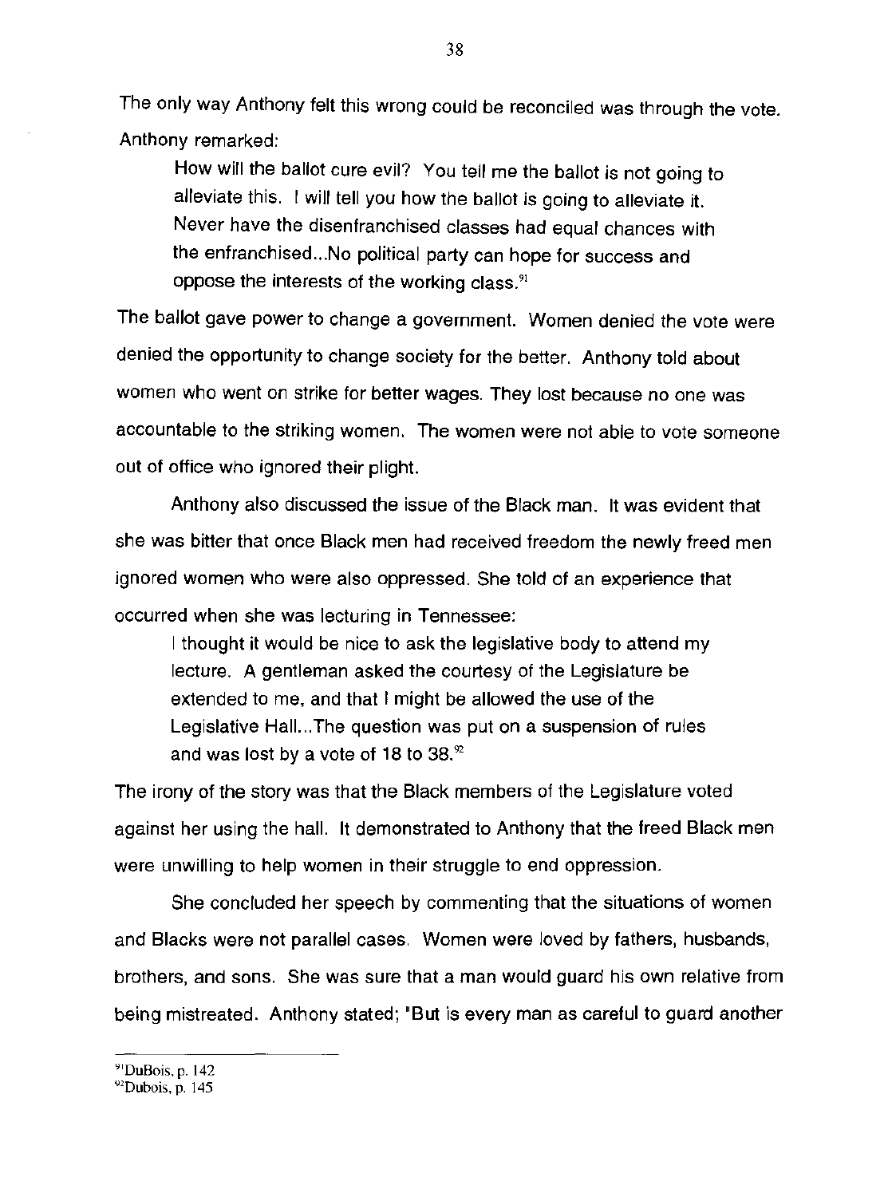The only way Anthony felt this wrong could be reconciled was through the vote. Anthony remarked:

> How will the ballot cure evil? You tell me the ballot is not going to alleviate this. I will tell you how the ballot is going to alleviate it. Never have the disenfranchised classes had equal chances with the enfranchised...No political party can hope for success and oppose the interests of the working class.[91]

The ballot gave power to change a government. Women denied the vote were denied the opportunity to change society for the better. Anthony told about women who went on strike for better wages. They lost because no one was accountable to the striking women. The women were not able to vote someone out of office who ignored their plight.

Anthony also discussed the issue of the Black man. It was evident that she was bitter that once Black men had received freedom the newly freed men ignored women who were also oppressed. She told of an experience that occurred when she was lecturing in Tennessee:

> I thought it would be nice to ask the legislative body to attend my lecture. A gentleman asked the courtesy of the Legislature be extended to me, and that I might be allowed the use of the Legislative Hall...The question was put on a suspension of rules and was lost by a vote of 18 to 38.[92]

The irony of the story was that the Black members of the Legislature voted against her using the hall. It demonstrated to Anthony that the freed Black men were unwilling to help women in their struggle to end oppression.

She concluded her speech by commenting that the situations of women and Blacks were not parallel cases. Women were loved by fathers, husbands, brothers, and sons. She was sure that a man would guard his own relative from being mistreated. Anthony stated; "But is every man as careful to guard another

---

[91] DuBois, p. 142

[92] Dubois, p. 145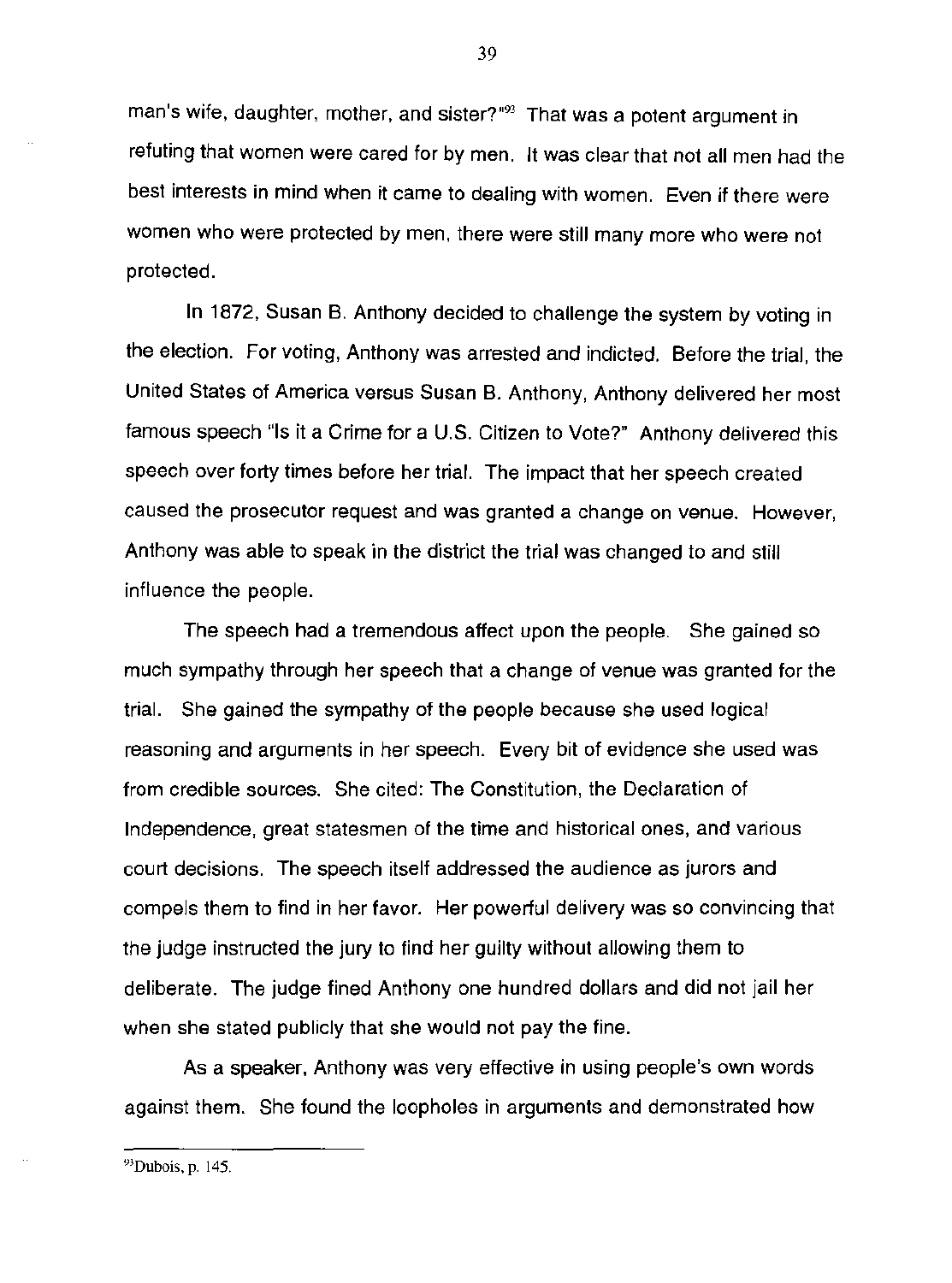man's wife, daughter, mother, and sister?"[92] That was a potent argument in refuting that women were cared for by men. It was clear that not all men had the best interests in mind when it came to dealing with women. Even if there were women who were protected by men, there were still many more who were not protected.

In 1872, Susan B. Anthony decided to challenge the system by voting in the election. For voting, Anthony was arrested and indicted. Before the trial, the United States of America versus Susan B. Anthony, Anthony delivered her most famous speech "Is it a Crime for a U.S. Citizen to Vote?" Anthony delivered this speech over forty times before her trial. The impact that her speech created caused the prosecutor request and was granted a change on venue. However, Anthony was able to speak in the district the trial was changed to and still influence the people.

The speech had a tremendous affect upon the people. She gained so much sympathy through her speech that a change of venue was granted for the trial. She gained the sympathy of the people because she used logical reasoning and arguments in her speech. Every bit of evidence she used was from credible sources. She cited: The Constitution, the Declaration of Independence, great statesmen of the time and historical ones, and various court decisions. The speech itself addressed the audience as jurors and compels them to find in her favor. Her powerful delivery was so convincing that the judge instructed the jury to find her guilty without allowing them to deliberate. The judge fined Anthony one hundred dollars and did not jail her when she stated publicly that she would not pay the fine.

As a speaker, Anthony was very effective in using people's own words against them. She found the loopholes in arguments and demonstrated how

---

[93]Dubois, p. 145.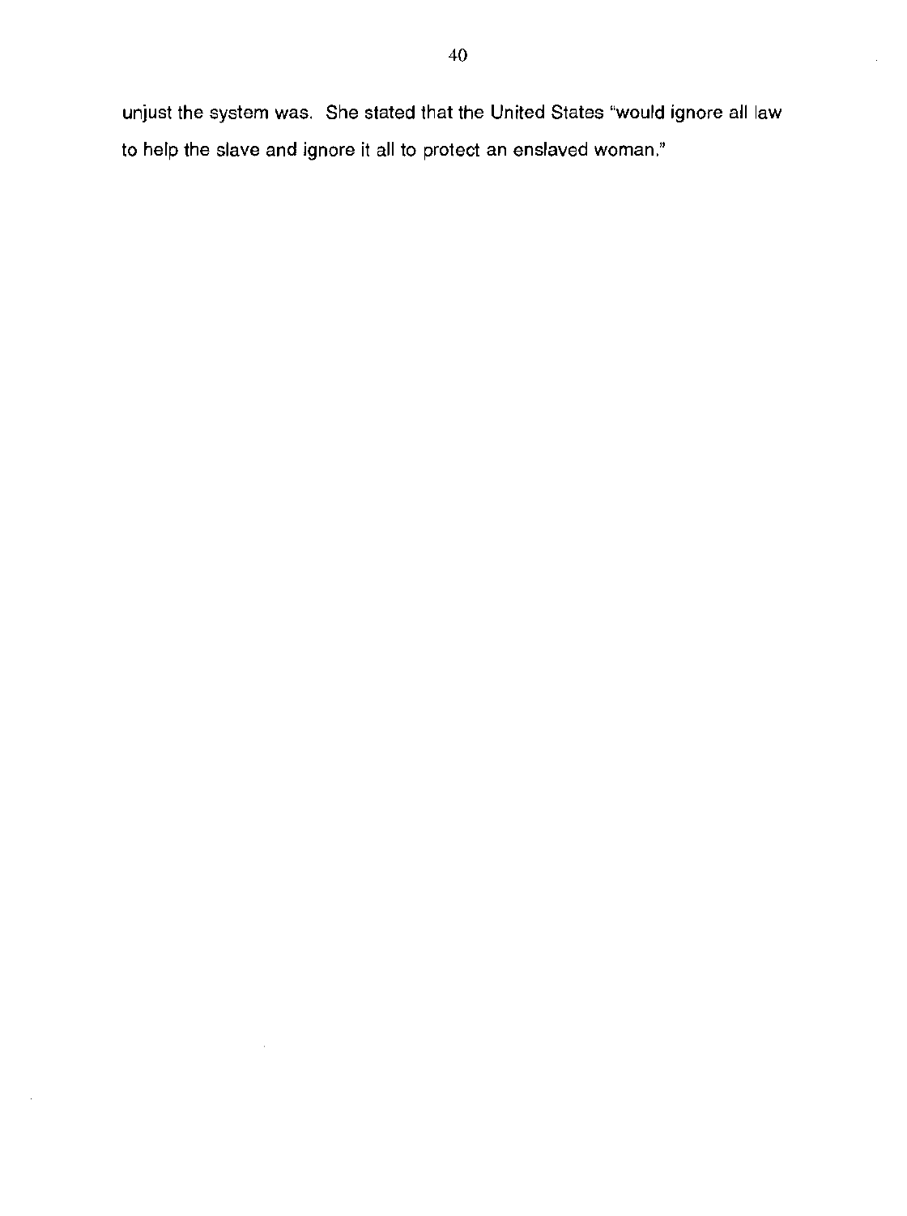unjust the system was. She stated that the United States "would ignore all law to help the slave and ignore it all to protect an enslaved woman."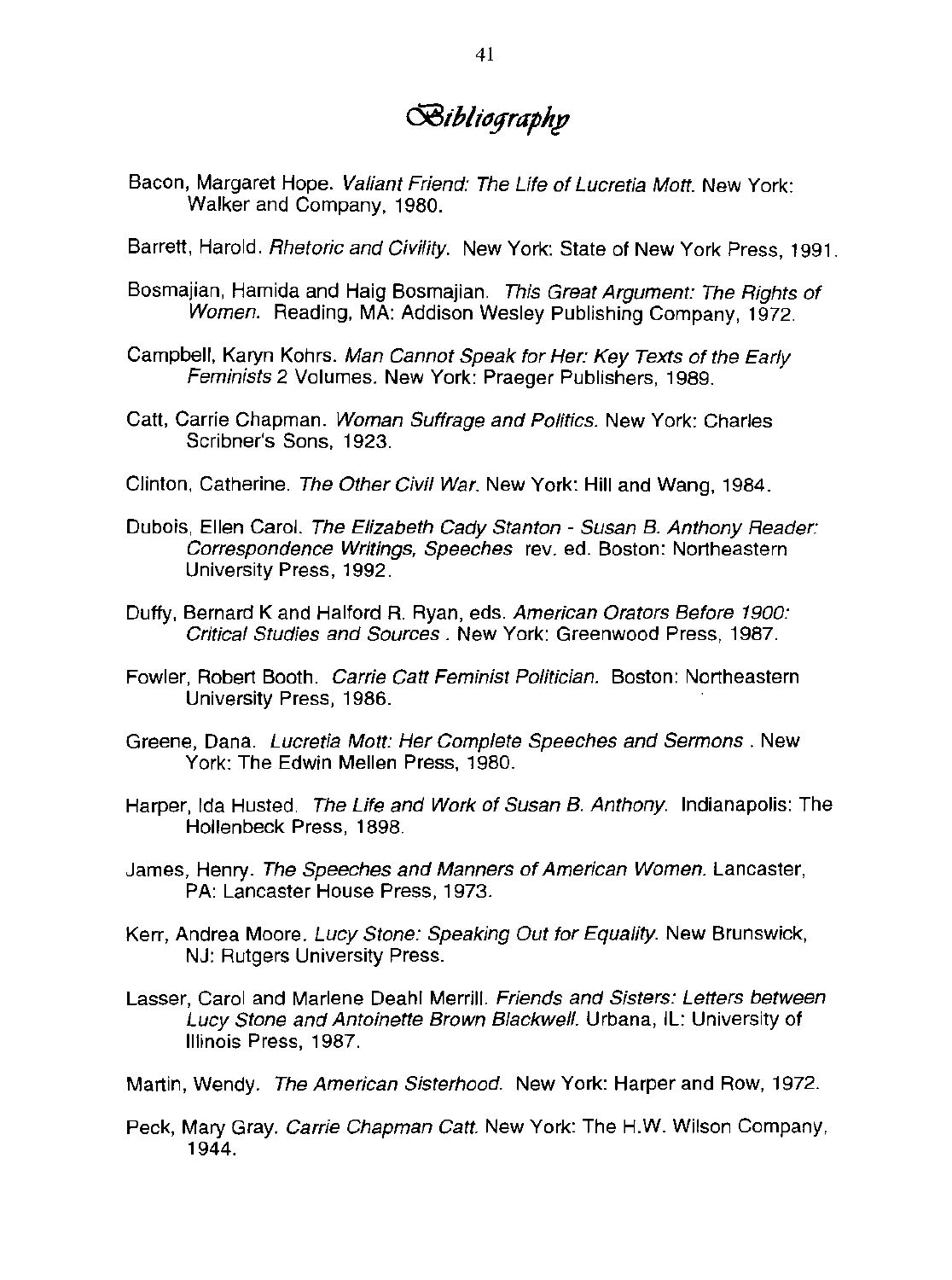# Bibliography

Bacon, Margaret Hope. *Valiant Friend: The Life of Lucretia Mott.* New York: Walker and Company, 1980.

Barrett, Harold. *Rhetoric and Civility.* New York: State of New York Press, 1991.

Bosmajian, Hamida and Haig Bosmajian. *This Great Argument: The Rights of Women.* Reading, MA: Addison Wesley Publishing Company, 1972.

Campbell, Karyn Kohrs. *Man Cannot Speak for Her: Key Texts of the Early Feminists* 2 Volumes. New York: Praeger Publishers, 1989.

Catt, Carrie Chapman. *Woman Suffrage and Politics.* New York: Charles Scribner's Sons, 1923.

Clinton, Catherine. *The Other Civil War.* New York: Hill and Wang, 1984.

Dubois, Ellen Carol. *The Elizabeth Cady Stanton - Susan B. Anthony Reader: Correspondence Writings, Speeches* rev. ed. Boston: Northeastern University Press, 1992.

Duffy, Bernard K and Halford R. Ryan, eds. *American Orators Before 1900: Critical Studies and Sources .* New York: Greenwood Press, 1987.

Fowler, Robert Booth. *Carrie Catt Feminist Politician.* Boston: Northeastern University Press, 1986.

Greene, Dana. *Lucretia Mott: Her Complete Speeches and Sermons .* New York: The Edwin Mellen Press, 1980.

Harper, Ida Husted. *The Life and Work of Susan B. Anthony.* Indianapolis: The Hollenbeck Press, 1898.

James, Henry. *The Speeches and Manners of American Women.* Lancaster, PA: Lancaster House Press, 1973.

Kerr, Andrea Moore. *Lucy Stone: Speaking Out for Equality.* New Brunswick, NJ: Rutgers University Press.

Lasser, Carol and Marlene Deahl Merrill. *Friends and Sisters: Letters between Lucy Stone and Antoinette Brown Blackwell.* Urbana, IL: University of Illinois Press, 1987.

Martin, Wendy. *The American Sisterhood.* New York: Harper and Row, 1972.

Peck, Mary Gray. *Carrie Chapman Catt.* New York: The H.W. Wilson Company, 1944.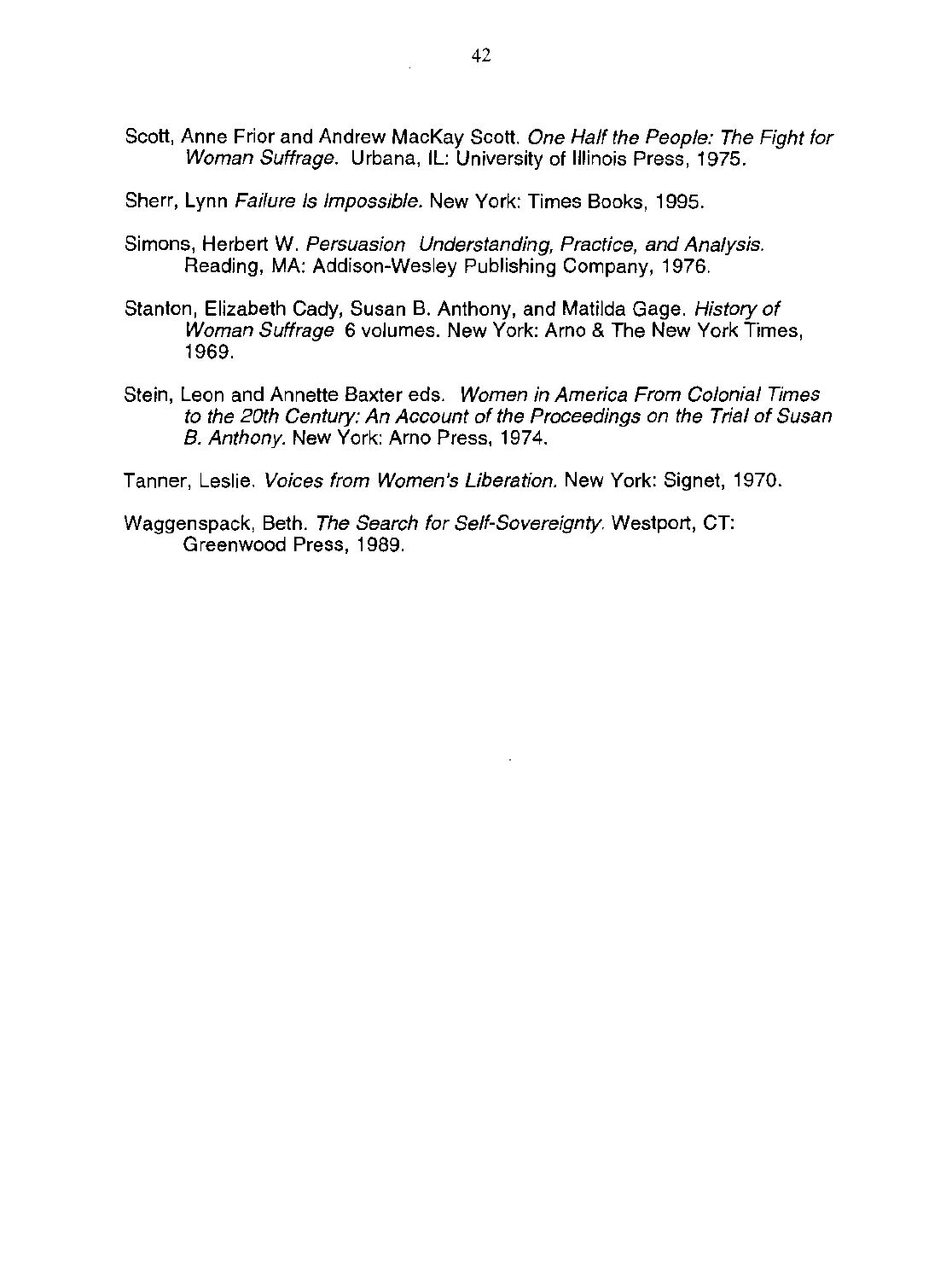Scott, Anne Frior and Andrew MacKay Scott. *One Half the People: The Fight for Woman Suffrage*. Urbana, IL: University of Illinois Press, 1975.

Sherr, Lynn *Failure Is Impossible.* New York: Times Books, 1995.

Simons, Herbert W. *Persuasion Understanding, Practice, and Analysis.* Reading, MA: Addison-Wesley Publishing Company, 1976.

Stanton, Elizabeth Cady, Susan B. Anthony, and Matilda Gage. *History of Woman Suffrage* 6 volumes. New York: Arno & The New York Times, 1969.

Stein, Leon and Annette Baxter eds. *Women in America From Colonial Times to the 20th Century: An Account of the Proceedings on the Trial of Susan B. Anthony.* New York: Arno Press, 1974.

Tanner, Leslie. *Voices from Women's Liberation.* New York: Signet, 1970.

Waggenspack, Beth. *The Search for Self-Sovereignty.* Westport, CT: Greenwood Press, 1989.